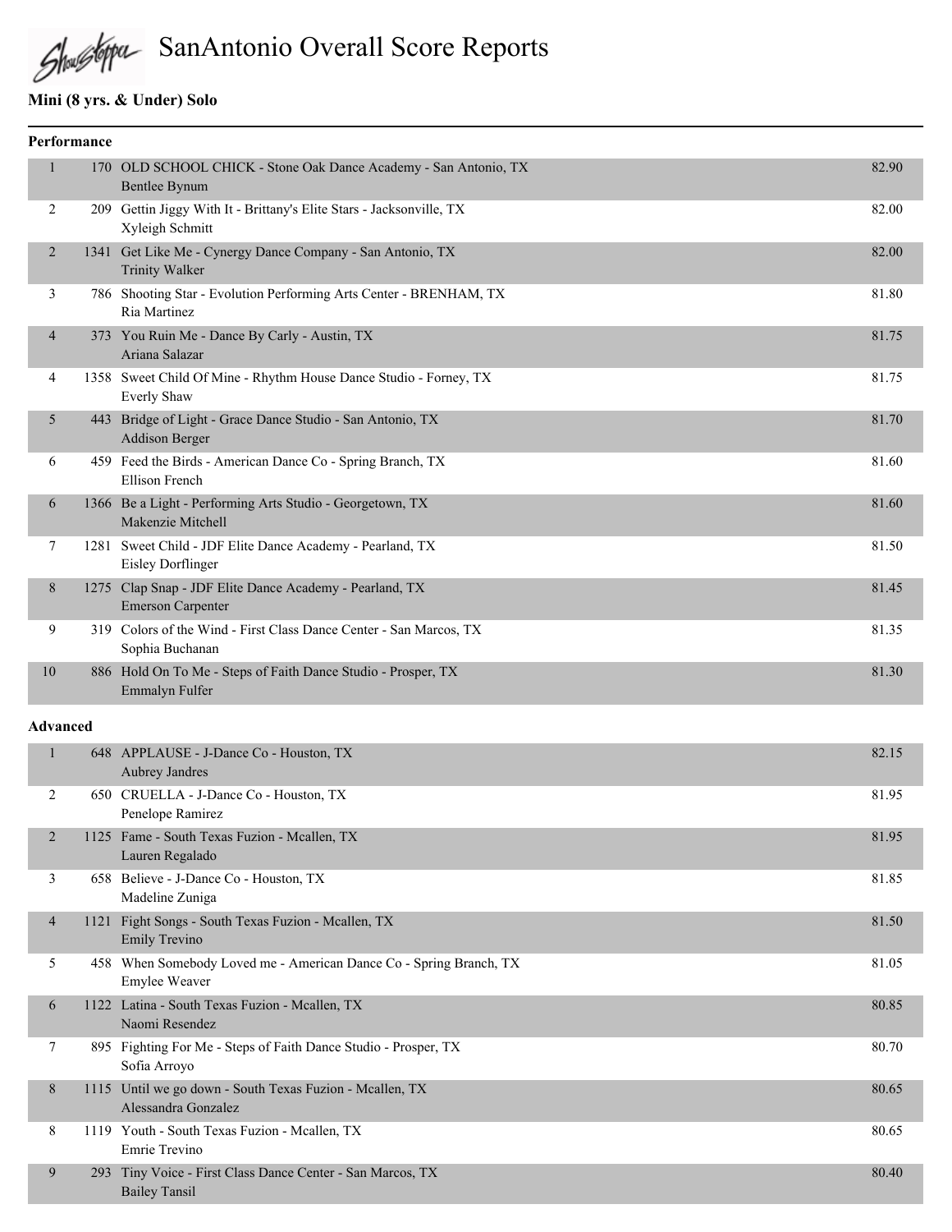# SanAntonio Overall Score Reports

## Mini (8 yrs. & Under) Solo

### Performance

| Place | No. | Entry | Score |
|---|---|---|---|
| 1 | 170 | OLD SCHOOL CHICK - Stone Oak Dance Academy - San Antonio, TX<br>Bentlee Bynum | 82.90 |
| 2 | 209 | Gettin Jiggy With It - Brittany's Elite Stars - Jacksonville, TX<br>Xyleigh Schmitt | 82.00 |
| 2 | 1341 | Get Like Me - Cynergy Dance Company - San Antonio, TX<br>Trinity Walker | 82.00 |
| 3 | 786 | Shooting Star - Evolution Performing Arts Center - BRENHAM, TX<br>Ria Martinez | 81.80 |
| 4 | 373 | You Ruin Me - Dance By Carly - Austin, TX<br>Ariana Salazar | 81.75 |
| 4 | 1358 | Sweet Child Of Mine - Rhythm House Dance Studio - Forney, TX<br>Everly Shaw | 81.75 |
| 5 | 443 | Bridge of Light - Grace Dance Studio - San Antonio, TX<br>Addison Berger | 81.70 |
| 6 | 459 | Feed the Birds - American Dance Co - Spring Branch, TX<br>Ellison French | 81.60 |
| 6 | 1366 | Be a Light - Performing Arts Studio - Georgetown, TX<br>Makenzie Mitchell | 81.60 |
| 7 | 1281 | Sweet Child - JDF Elite Dance Academy - Pearland, TX<br>Eisley Dorflinger | 81.50 |
| 8 | 1275 | Clap Snap - JDF Elite Dance Academy - Pearland, TX<br>Emerson Carpenter | 81.45 |
| 9 | 319 | Colors of the Wind - First Class Dance Center - San Marcos, TX<br>Sophia Buchanan | 81.35 |
| 10 | 886 | Hold On To Me - Steps of Faith Dance Studio - Prosper, TX<br>Emmalyn Fulfer | 81.30 |

### Advanced

| Place | No. | Entry | Score |
|---|---|---|---|
| 1 | 648 | APPLAUSE - J-Dance Co - Houston, TX<br>Aubrey Jandres | 82.15 |
| 2 | 650 | CRUELLA - J-Dance Co - Houston, TX<br>Penelope Ramirez | 81.95 |
| 2 | 1125 | Fame - South Texas Fuzion - Mcallen, TX<br>Lauren Regalado | 81.95 |
| 3 | 658 | Believe - J-Dance Co - Houston, TX<br>Madeline Zuniga | 81.85 |
| 4 | 1121 | Fight Songs - South Texas Fuzion - Mcallen, TX<br>Emily Trevino | 81.50 |
| 5 | 458 | When Somebody Loved me - American Dance Co - Spring Branch, TX<br>Emylee Weaver | 81.05 |
| 6 | 1122 | Latina - South Texas Fuzion - Mcallen, TX<br>Naomi Resendez | 80.85 |
| 7 | 895 | Fighting For Me - Steps of Faith Dance Studio - Prosper, TX<br>Sofia Arroyo | 80.70 |
| 8 | 1115 | Until we go down - South Texas Fuzion - Mcallen, TX<br>Alessandra Gonzalez | 80.65 |
| 8 | 1119 | Youth - South Texas Fuzion - Mcallen, TX<br>Emrie Trevino | 80.65 |
| 9 | 293 | Tiny Voice - First Class Dance Center - San Marcos, TX<br>Bailey Tansil | 80.40 |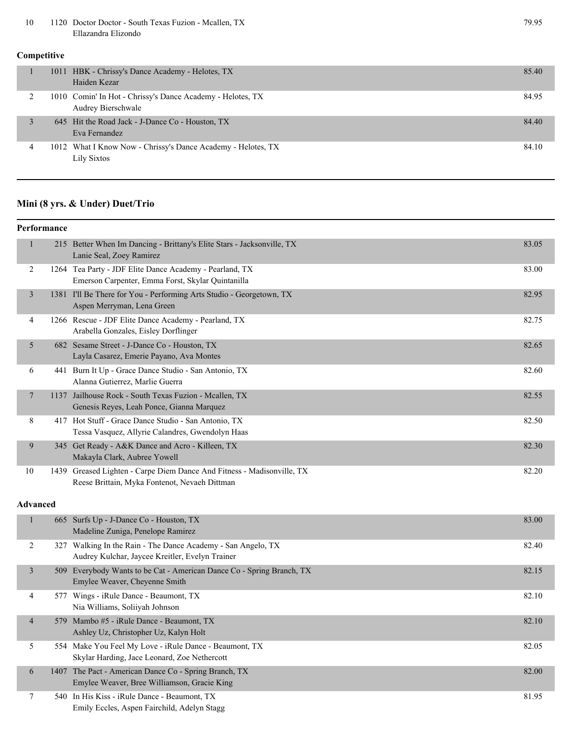| Place | Entry | Routine / Studio / Dancer(s) | Score |
|---|---|---|---|
| 10 | 1120 | Doctor Doctor - South Texas Fuzion - Mcallen, TX<br>Ellazandra Elizondo | 79.95 |

**Competitive**

| Place | Entry | Routine / Studio / Dancer(s) | Score |
|---|---|---|---|
| 1 | 1011 | HBK - Chrissy's Dance Academy - Helotes, TX<br>Haiden Kezar | 85.40 |
| 2 | 1010 | Comin' In Hot - Chrissy's Dance Academy - Helotes, TX<br>Audrey Bierschwale | 84.95 |
| 3 | 645 | Hit the Road Jack - J-Dance Co - Houston, TX<br>Eva Fernandez | 84.40 |
| 4 | 1012 | What I Know Now - Chrissy's Dance Academy - Helotes, TX<br>Lily Sixtos | 84.10 |

## Mini (8 yrs. & Under) Duet/Trio

**Performance**

| Place | Entry | Routine / Studio / Dancer(s) | Score |
|---|---|---|---|
| 1 | 215 | Better When Im Dancing - Brittany's Elite Stars - Jacksonville, TX<br>Lanie Seal, Zoey Ramirez | 83.05 |
| 2 | 1264 | Tea Party - JDF Elite Dance Academy - Pearland, TX<br>Emerson Carpenter, Emma Forst, Skylar Quintanilla | 83.00 |
| 3 | 1381 | I'll Be There for You - Performing Arts Studio - Georgetown, TX<br>Aspen Merryman, Lena Green | 82.95 |
| 4 | 1266 | Rescue - JDF Elite Dance Academy - Pearland, TX<br>Arabella Gonzales, Eisley Dorflinger | 82.75 |
| 5 | 682 | Sesame Street - J-Dance Co - Houston, TX<br>Layla Casarez, Emerie Payano, Ava Montes | 82.65 |
| 6 | 441 | Burn It Up - Grace Dance Studio - San Antonio, TX<br>Alanna Gutierrez, Marlie Guerra | 82.60 |
| 7 | 1137 | Jailhouse Rock - South Texas Fuzion - Mcallen, TX<br>Genesis Reyes, Leah Ponce, Gianna Marquez | 82.55 |
| 8 | 417 | Hot Stuff - Grace Dance Studio - San Antonio, TX<br>Tessa Vasquez, Allyrie Calandres, Gwendolyn Haas | 82.50 |
| 9 | 345 | Get Ready - A&K Dance and Acro - Killeen, TX<br>Makayla Clark, Aubree Yowell | 82.30 |
| 10 | 1439 | Greased Lighten - Carpe Diem Dance And Fitness - Madisonville, TX<br>Reese Brittain, Myka Fontenot, Nevaeh Dittman | 82.20 |

**Advanced**

| Place | Entry | Routine / Studio / Dancer(s) | Score |
|---|---|---|---|
| 1 | 665 | Surfs Up - J-Dance Co - Houston, TX<br>Madeline Zuniga, Penelope Ramirez | 83.00 |
| 2 | 327 | Walking In the Rain - The Dance Academy - San Angelo, TX<br>Audrey Kulchar, Jaycee Kreitler, Evelyn Trainer | 82.40 |
| 3 | 509 | Everybody Wants to be Cat - American Dance Co - Spring Branch, TX<br>Emylee Weaver, Cheyenne Smith | 82.15 |
| 4 | 577 | Wings - iRule Dance - Beaumont, TX<br>Nia Williams, Soliiyah Johnson | 82.10 |
| 4 | 579 | Mambo #5 - iRule Dance - Beaumont, TX<br>Ashley Uz, Christopher Uz, Kalyn Holt | 82.10 |
| 5 | 554 | Make You Feel My Love - iRule Dance - Beaumont, TX<br>Skylar Harding, Jace Leonard, Zoe Nethercott | 82.05 |
| 6 | 1407 | The Pact - American Dance Co - Spring Branch, TX<br>Emylee Weaver, Bree Williamson, Gracie King | 82.00 |
| 7 | 540 | In His Kiss - iRule Dance - Beaumont, TX<br>Emily Eccles, Aspen Fairchild, Adelyn Stagg | 81.95 |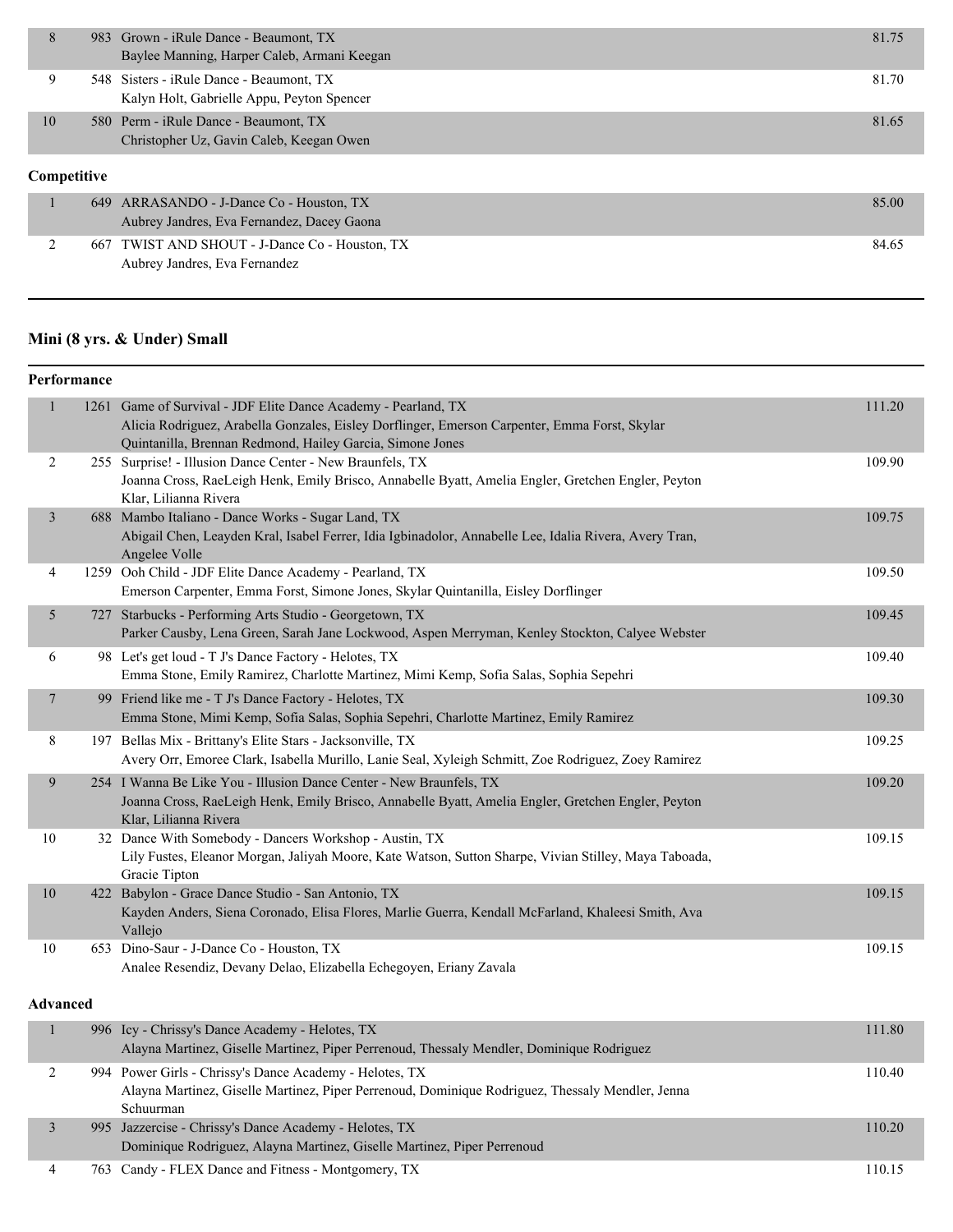| | | | |
|---|---|---|---|
| 8 | 983 | Grown - iRule Dance - Beaumont, TX<br>Baylee Manning, Harper Caleb, Armani Keegan | 81.75 |
| 9 | 548 | Sisters - iRule Dance - Beaumont, TX<br>Kalyn Holt, Gabrielle Appu, Peyton Spencer | 81.70 |
| 10 | 580 | Perm - iRule Dance - Beaumont, TX<br>Christopher Uz, Gavin Caleb, Keegan Owen | 81.65 |

**Competitive**

| | | | |
|---|---|---|---|
| 1 | 649 | ARRASANDO - J-Dance Co - Houston, TX<br>Aubrey Jandres, Eva Fernandez, Dacey Gaona | 85.00 |
| 2 | 667 | TWIST AND SHOUT - J-Dance Co - Houston, TX<br>Aubrey Jandres, Eva Fernandez | 84.65 |

## Mini (8 yrs. & Under) Small

**Performance**

| | | | |
|---|---|---|---|
| 1 | 1261 | Game of Survival - JDF Elite Dance Academy - Pearland, TX<br>Alicia Rodriguez, Arabella Gonzales, Eisley Dorflinger, Emerson Carpenter, Emma Forst, Skylar Quintanilla, Brennan Redmond, Hailey Garcia, Simone Jones | 111.20 |
| 2 | 255 | Surprise! - Illusion Dance Center - New Braunfels, TX<br>Joanna Cross, RaeLeigh Henk, Emily Brisco, Annabelle Byatt, Amelia Engler, Gretchen Engler, Peyton Klar, Lilianna Rivera | 109.90 |
| 3 | 688 | Mambo Italiano - Dance Works - Sugar Land, TX<br>Abigail Chen, Leayden Kral, Isabel Ferrer, Idia Igbinadolor, Annabelle Lee, Idalia Rivera, Avery Tran, Angelee Volle | 109.75 |
| 4 | 1259 | Ooh Child - JDF Elite Dance Academy - Pearland, TX<br>Emerson Carpenter, Emma Forst, Simone Jones, Skylar Quintanilla, Eisley Dorflinger | 109.50 |
| 5 | 727 | Starbucks - Performing Arts Studio - Georgetown, TX<br>Parker Causby, Lena Green, Sarah Jane Lockwood, Aspen Merryman, Kenley Stockton, Calyee Webster | 109.45 |
| 6 | 98 | Let's get loud - T J's Dance Factory - Helotes, TX<br>Emma Stone, Emily Ramirez, Charlotte Martinez, Mimi Kemp, Sofia Salas, Sophia Sepehri | 109.40 |
| 7 | 99 | Friend like me - T J's Dance Factory - Helotes, TX<br>Emma Stone, Mimi Kemp, Sofia Salas, Sophia Sepehri, Charlotte Martinez, Emily Ramirez | 109.30 |
| 8 | 197 | Bellas Mix - Brittany's Elite Stars - Jacksonville, TX<br>Avery Orr, Emoree Clark, Isabella Murillo, Lanie Seal, Xyleigh Schmitt, Zoe Rodriguez, Zoey Ramirez | 109.25 |
| 9 | 254 | I Wanna Be Like You - Illusion Dance Center - New Braunfels, TX<br>Joanna Cross, RaeLeigh Henk, Emily Brisco, Annabelle Byatt, Amelia Engler, Gretchen Engler, Peyton Klar, Lilianna Rivera | 109.20 |
| 10 | 32 | Dance With Somebody - Dancers Workshop - Austin, TX<br>Lily Fustes, Eleanor Morgan, Jaliyah Moore, Kate Watson, Sutton Sharpe, Vivian Stilley, Maya Taboada, Gracie Tipton | 109.15 |
| 10 | 422 | Babylon - Grace Dance Studio - San Antonio, TX<br>Kayden Anders, Siena Coronado, Elisa Flores, Marlie Guerra, Kendall McFarland, Khaleesi Smith, Ava Vallejo | 109.15 |
| 10 | 653 | Dino-Saur - J-Dance Co - Houston, TX<br>Analee Resendiz, Devany Delao, Elizabella Echegoyen, Eriany Zavala | 109.15 |

**Advanced**

| | | | |
|---|---|---|---|
| 1 | 996 | Icy - Chrissy's Dance Academy - Helotes, TX<br>Alayna Martinez, Giselle Martinez, Piper Perrenoud, Thessaly Mendler, Dominique Rodriguez | 111.80 |
| 2 | 994 | Power Girls - Chrissy's Dance Academy - Helotes, TX<br>Alayna Martinez, Giselle Martinez, Piper Perrenoud, Dominique Rodriguez, Thessaly Mendler, Jenna Schuurman | 110.40 |
| 3 | 995 | Jazzercise - Chrissy's Dance Academy - Helotes, TX<br>Dominique Rodriguez, Alayna Martinez, Giselle Martinez, Piper Perrenoud | 110.20 |
| 4 | 763 | Candy - FLEX Dance and Fitness - Montgomery, TX | 110.15 |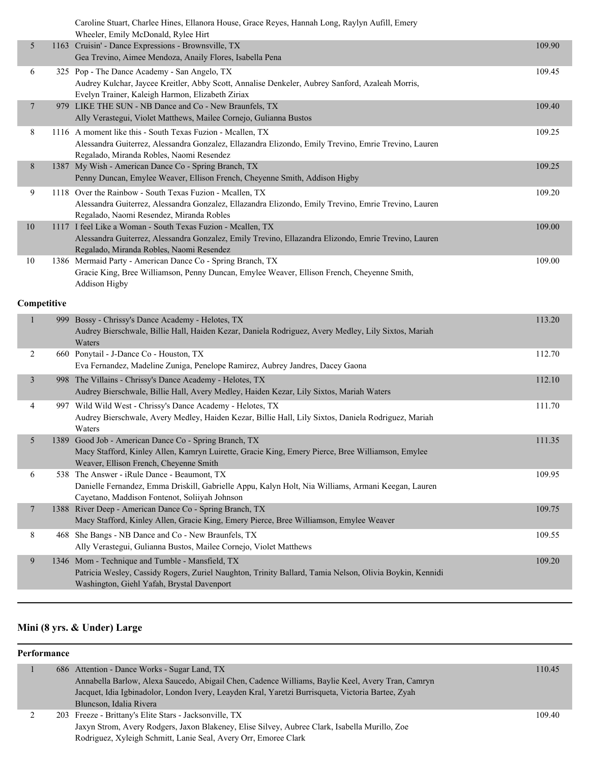| | | | |
|---|---|---|---|
| | | Caroline Stuart, Charlee Hines, Ellanora House, Grace Reyes, Hannah Long, Raylyn Aufill, Emery Wheeler, Emily McDonald, Rylee Hirt | |
| 5 | 1163 | Cruisin' - Dance Expressions - Brownsville, TX<br>Gea Trevino, Aimee Mendoza, Anaily Flores, Isabella Pena | 109.90 |
| 6 | 325 | Pop - The Dance Academy - San Angelo, TX<br>Audrey Kulchar, Jaycee Kreitler, Abby Scott, Annalise Denkeler, Aubrey Sanford, Azaleah Morris, Evelyn Trainer, Kaleigh Harmon, Elizabeth Ziriax | 109.45 |
| 7 | 979 | LIKE THE SUN - NB Dance and Co - New Braunfels, TX<br>Ally Verastegui, Violet Matthews, Mailee Cornejo, Gulianna Bustos | 109.40 |
| 8 | 1116 | A moment like this - South Texas Fuzion - Mcallen, TX<br>Alessandra Guiterrez, Alessandra Gonzalez, Ellazandra Elizondo, Emily Trevino, Emrie Trevino, Lauren Regalado, Miranda Robles, Naomi Resendez | 109.25 |
| 8 | 1387 | My Wish - American Dance Co - Spring Branch, TX<br>Penny Duncan, Emylee Weaver, Ellison French, Cheyenne Smith, Addison Higby | 109.25 |
| 9 | 1118 | Over the Rainbow - South Texas Fuzion - Mcallen, TX<br>Alessandra Guiterrez, Alessandra Gonzalez, Ellazandra Elizondo, Emily Trevino, Emrie Trevino, Lauren Regalado, Naomi Resendez, Miranda Robles | 109.20 |
| 10 | 1117 | I feel Like a Woman - South Texas Fuzion - Mcallen, TX<br>Alessandra Guiterrez, Alessandra Gonzalez, Emily Trevino, Ellazandra Elizondo, Emrie Trevino, Lauren Regalado, Miranda Robles, Naomi Resendez | 109.00 |
| 10 | 1386 | Mermaid Party - American Dance Co - Spring Branch, TX<br>Gracie King, Bree Williamson, Penny Duncan, Emylee Weaver, Ellison French, Cheyenne Smith, Addison Higby | 109.00 |

**Competitive**

| | | | |
|---|---|---|---|
| 1 | 999 | Bossy - Chrissy's Dance Academy - Helotes, TX<br>Audrey Bierschwale, Billie Hall, Haiden Kezar, Daniela Rodriguez, Avery Medley, Lily Sixtos, Mariah Waters | 113.20 |
| 2 | 660 | Ponytail - J-Dance Co - Houston, TX<br>Eva Fernandez, Madeline Zuniga, Penelope Ramirez, Aubrey Jandres, Dacey Gaona | 112.70 |
| 3 | 998 | The Villains - Chrissy's Dance Academy - Helotes, TX<br>Audrey Bierschwale, Billie Hall, Avery Medley, Haiden Kezar, Lily Sixtos, Mariah Waters | 112.10 |
| 4 | 997 | Wild Wild West - Chrissy's Dance Academy - Helotes, TX<br>Audrey Bierschwale, Avery Medley, Haiden Kezar, Billie Hall, Lily Sixtos, Daniela Rodriguez, Mariah Waters | 111.70 |
| 5 | 1389 | Good Job - American Dance Co - Spring Branch, TX<br>Macy Stafford, Kinley Allen, Kamryn Luirette, Gracie King, Emery Pierce, Bree Williamson, Emylee Weaver, Ellison French, Cheyenne Smith | 111.35 |
| 6 | 538 | The Answer - iRule Dance - Beaumont, TX<br>Danielle Fernandez, Emma Driskill, Gabrielle Appu, Kalyn Holt, Nia Williams, Armani Keegan, Lauren Cayetano, Maddison Fontenot, Soliiyah Johnson | 109.95 |
| 7 | 1388 | River Deep - American Dance Co - Spring Branch, TX<br>Macy Stafford, Kinley Allen, Gracie King, Emery Pierce, Bree Williamson, Emylee Weaver | 109.75 |
| 8 | 468 | She Bangs - NB Dance and Co - New Braunfels, TX<br>Ally Verastegui, Gulianna Bustos, Mailee Cornejo, Violet Matthews | 109.55 |
| 9 | 1346 | Mom - Technique and Tumble - Mansfield, TX<br>Patricia Wesley, Cassidy Rogers, Zuriel Naughton, Trinity Ballard, Tamia Nelson, Olivia Boykin, Kennidi Washington, Giehl Yafah, Brystal Davenport | 109.20 |

## Mini (8 yrs. & Under) Large

**Performance**

| | | | |
|---|---|---|---|
| 1 | 686 | Attention - Dance Works - Sugar Land, TX<br>Annabella Barlow, Alexa Saucedo, Abigail Chen, Cadence Williams, Baylie Keel, Avery Tran, Camryn Jacquet, Idia Igbinadolor, London Ivery, Leayden Kral, Yaretzi Burrisqueta, Victoria Bartee, Zyah Bluncson, Idalia Rivera | 110.45 |
| 2 | 203 | Freeze - Brittany's Elite Stars - Jacksonville, TX<br>Jaxyn Strom, Avery Rodgers, Jaxon Blakeney, Elise Silvey, Aubree Clark, Isabella Murillo, Zoe Rodriguez, Xyleigh Schmitt, Lanie Seal, Avery Orr, Emoree Clark | 109.40 |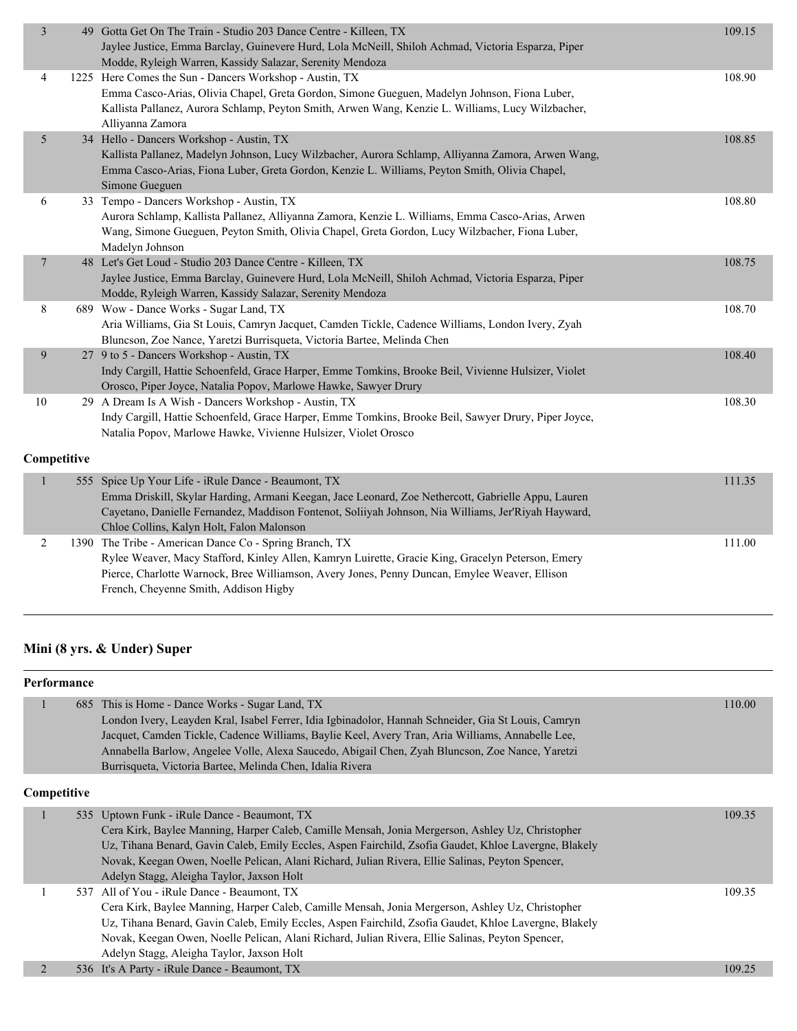| Place | No. | Entry | Score |
|---|---|---|---|
| 3 | 49 | Gotta Get On The Train - Studio 203 Dance Centre - Killeen, TX<br>Jaylee Justice, Emma Barclay, Guinevere Hurd, Lola McNeill, Shiloh Achmad, Victoria Esparza, Piper Modde, Ryleigh Warren, Kassidy Salazar, Serenity Mendoza | 109.15 |
| 4 | 1225 | Here Comes the Sun - Dancers Workshop - Austin, TX<br>Emma Casco-Arias, Olivia Chapel, Greta Gordon, Simone Gueguen, Madelyn Johnson, Fiona Luber, Kallista Pallanez, Aurora Schlamp, Peyton Smith, Arwen Wang, Kenzie L. Williams, Lucy Wilzbacher, Alliyanna Zamora | 108.90 |
| 5 | 34 | Hello - Dancers Workshop - Austin, TX<br>Kallista Pallanez, Madelyn Johnson, Lucy Wilzbacher, Aurora Schlamp, Alliyanna Zamora, Arwen Wang, Emma Casco-Arias, Fiona Luber, Greta Gordon, Kenzie L. Williams, Peyton Smith, Olivia Chapel, Simone Gueguen | 108.85 |
| 6 | 33 | Tempo - Dancers Workshop - Austin, TX<br>Aurora Schlamp, Kallista Pallanez, Alliyanna Zamora, Kenzie L. Williams, Emma Casco-Arias, Arwen Wang, Simone Gueguen, Peyton Smith, Olivia Chapel, Greta Gordon, Lucy Wilzbacher, Fiona Luber, Madelyn Johnson | 108.80 |
| 7 | 48 | Let's Get Loud - Studio 203 Dance Centre - Killeen, TX<br>Jaylee Justice, Emma Barclay, Guinevere Hurd, Lola McNeill, Shiloh Achmad, Victoria Esparza, Piper Modde, Ryleigh Warren, Kassidy Salazar, Serenity Mendoza | 108.75 |
| 8 | 689 | Wow - Dance Works - Sugar Land, TX<br>Aria Williams, Gia St Louis, Camryn Jacquet, Camden Tickle, Cadence Williams, London Ivery, Zyah Bluncson, Zoe Nance, Yaretzi Burrisqueta, Victoria Bartee, Melinda Chen | 108.70 |
| 9 | 27 | 9 to 5 - Dancers Workshop - Austin, TX<br>Indy Cargill, Hattie Schoenfeld, Grace Harper, Emme Tomkins, Brooke Beil, Vivienne Hulsizer, Violet Orosco, Piper Joyce, Natalia Popov, Marlowe Hawke, Sawyer Drury | 108.40 |
| 10 | 29 | A Dream Is A Wish - Dancers Workshop - Austin, TX<br>Indy Cargill, Hattie Schoenfeld, Grace Harper, Emme Tomkins, Brooke Beil, Sawyer Drury, Piper Joyce, Natalia Popov, Marlowe Hawke, Vivienne Hulsizer, Violet Orosco | 108.30 |

**Competitive**

| Place | No. | Entry | Score |
|---|---|---|---|
| 1 | 555 | Spice Up Your Life - iRule Dance - Beaumont, TX<br>Emma Driskill, Skylar Harding, Armani Keegan, Jace Leonard, Zoe Nethercott, Gabrielle Appu, Lauren Cayetano, Danielle Fernandez, Maddison Fontenot, Soliiyah Johnson, Nia Williams, Jer'Riyah Hayward, Chloe Collins, Kalyn Holt, Falon Malonson | 111.35 |
| 2 | 1390 | The Tribe - American Dance Co - Spring Branch, TX<br>Rylee Weaver, Macy Stafford, Kinley Allen, Kamryn Luirette, Gracie King, Gracelyn Peterson, Emery Pierce, Charlotte Warnock, Bree Williamson, Avery Jones, Penny Duncan, Emylee Weaver, Ellison French, Cheyenne Smith, Addison Higby | 111.00 |

## Mini (8 yrs. & Under) Super

**Performance**

| Place | No. | Entry | Score |
|---|---|---|---|
| 1 | 685 | This is Home - Dance Works - Sugar Land, TX<br>London Ivery, Leayden Kral, Isabel Ferrer, Idia Igbinadolor, Hannah Schneider, Gia St Louis, Camryn Jacquet, Camden Tickle, Cadence Williams, Baylie Keel, Avery Tran, Aria Williams, Annabelle Lee, Annabella Barlow, Angelee Volle, Alexa Saucedo, Abigail Chen, Zyah Bluncson, Zoe Nance, Yaretzi Burrisqueta, Victoria Bartee, Melinda Chen, Idalia Rivera | 110.00 |

**Competitive**

| Place | No. | Entry | Score |
|---|---|---|---|
| 1 | 535 | Uptown Funk - iRule Dance - Beaumont, TX<br>Cera Kirk, Baylee Manning, Harper Caleb, Camille Mensah, Jonia Mergerson, Ashley Uz, Christopher Uz, Tihana Benard, Gavin Caleb, Emily Eccles, Aspen Fairchild, Zsofia Gaudet, Khloe Lavergne, Blakely Novak, Keegan Owen, Noelle Pelican, Alani Richard, Julian Rivera, Ellie Salinas, Peyton Spencer, Adelyn Stagg, Aleigha Taylor, Jaxson Holt | 109.35 |
| 1 | 537 | All of You - iRule Dance - Beaumont, TX<br>Cera Kirk, Baylee Manning, Harper Caleb, Camille Mensah, Jonia Mergerson, Ashley Uz, Christopher Uz, Tihana Benard, Gavin Caleb, Emily Eccles, Aspen Fairchild, Zsofia Gaudet, Khloe Lavergne, Blakely Novak, Keegan Owen, Noelle Pelican, Alani Richard, Julian Rivera, Ellie Salinas, Peyton Spencer, Adelyn Stagg, Aleigha Taylor, Jaxson Holt | 109.35 |
| 2 | 536 | It's A Party - iRule Dance - Beaumont, TX | 109.25 |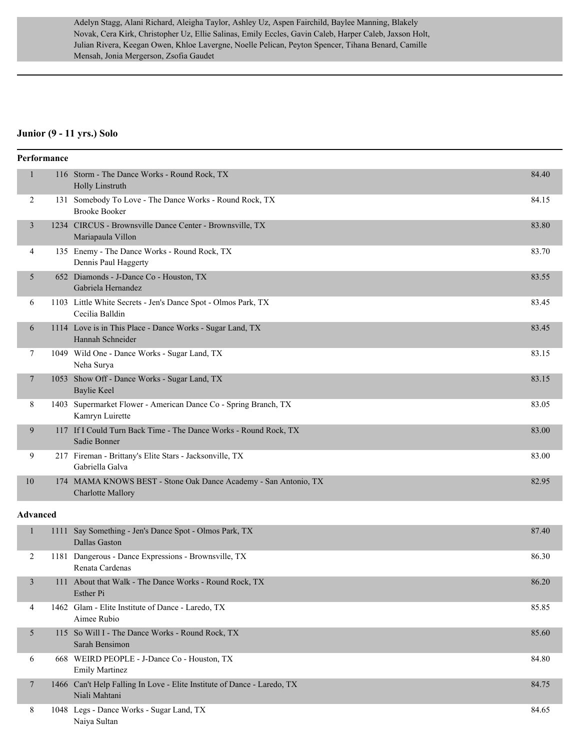Adelyn Stagg, Alani Richard, Aleigha Taylor, Ashley Uz, Aspen Fairchild, Baylee Manning, Blakely Novak, Cera Kirk, Christopher Uz, Ellie Salinas, Emily Eccles, Gavin Caleb, Harper Caleb, Jaxson Holt, Julian Rivera, Keegan Owen, Khloe Lavergne, Noelle Pelican, Peyton Spencer, Tihana Benard, Camille Mensah, Jonia Mergerson, Zsofia Gaudet

---

## Junior (9 - 11 yrs.) Solo

### Performance

| Place | No. | Routine | Score |
|---|---|---|---|
| 1 | 116 | Storm - The Dance Works - Round Rock, TX<br>Holly Linstruth | 84.40 |
| 2 | 131 | Somebody To Love - The Dance Works - Round Rock, TX<br>Brooke Booker | 84.15 |
| 3 | 1234 | CIRCUS - Brownsville Dance Center - Brownsville, TX<br>Mariapaula Villon | 83.80 |
| 4 | 135 | Enemy - The Dance Works - Round Rock, TX<br>Dennis Paul Haggerty | 83.70 |
| 5 | 652 | Diamonds - J-Dance Co - Houston, TX<br>Gabriela Hernandez | 83.55 |
| 6 | 1103 | Little White Secrets - Jen's Dance Spot - Olmos Park, TX<br>Cecilia Balldin | 83.45 |
| 6 | 1114 | Love is in This Place - Dance Works - Sugar Land, TX<br>Hannah Schneider | 83.45 |
| 7 | 1049 | Wild One - Dance Works - Sugar Land, TX<br>Neha Surya | 83.15 |
| 7 | 1053 | Show Off - Dance Works - Sugar Land, TX<br>Baylie Keel | 83.15 |
| 8 | 1403 | Supermarket Flower - American Dance Co - Spring Branch, TX<br>Kamryn Luirette | 83.05 |
| 9 | 117 | If I Could Turn Back Time - The Dance Works - Round Rock, TX<br>Sadie Bonner | 83.00 |
| 9 | 217 | Fireman - Brittany's Elite Stars - Jacksonville, TX<br>Gabriella Galva | 83.00 |
| 10 | 174 | MAMA KNOWS BEST - Stone Oak Dance Academy - San Antonio, TX<br>Charlotte Mallory | 82.95 |

### Advanced

| Place | No. | Routine | Score |
|---|---|---|---|
| 1 | 1111 | Say Something - Jen's Dance Spot - Olmos Park, TX<br>Dallas Gaston | 87.40 |
| 2 | 1181 | Dangerous - Dance Expressions - Brownsville, TX<br>Renata Cardenas | 86.30 |
| 3 | 111 | About that Walk - The Dance Works - Round Rock, TX<br>Esther Pi | 86.20 |
| 4 | 1462 | Glam - Elite Institute of Dance - Laredo, TX<br>Aimee Rubio | 85.85 |
| 5 | 115 | So Will I - The Dance Works - Round Rock, TX<br>Sarah Bensimon | 85.60 |
| 6 | 668 | WEIRD PEOPLE - J-Dance Co - Houston, TX<br>Emily Martinez | 84.80 |
| 7 | 1466 | Can't Help Falling In Love - Elite Institute of Dance - Laredo, TX<br>Niali Mahtani | 84.75 |
| 8 | 1048 | Legs - Dance Works - Sugar Land, TX<br>Naiya Sultan | 84.65 |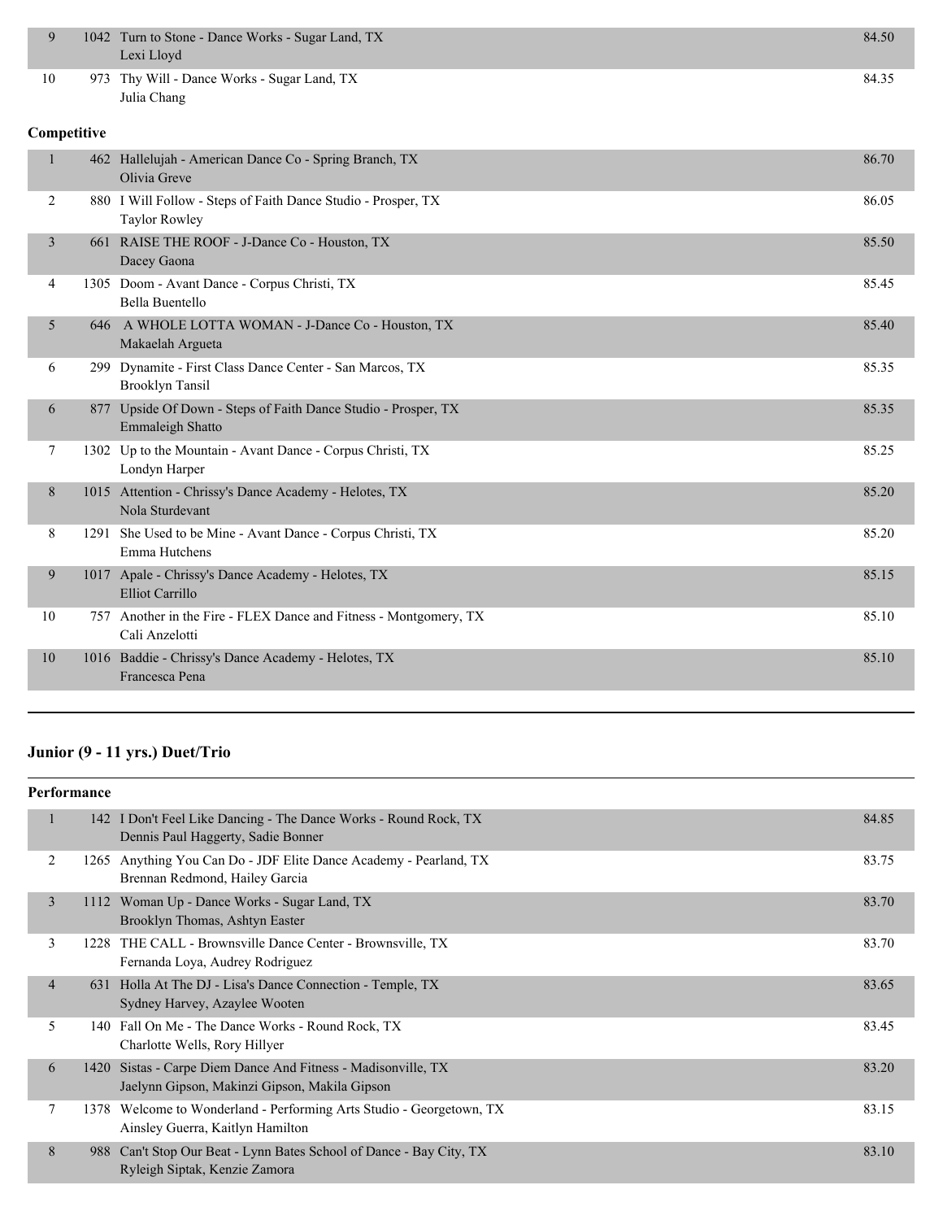| Place | No. | Routine / Studio / Dancer(s) | Score |
|---|---|---|---|
| 9 | 1042 | Turn to Stone - Dance Works - Sugar Land, TX<br>Lexi Lloyd | 84.50 |
| 10 | 973 | Thy Will - Dance Works - Sugar Land, TX<br>Julia Chang | 84.35 |

**Competitive**

| Place | No. | Routine / Studio / Dancer(s) | Score |
|---|---|---|---|
| 1 | 462 | Hallelujah - American Dance Co - Spring Branch, TX<br>Olivia Greve | 86.70 |
| 2 | 880 | I Will Follow - Steps of Faith Dance Studio - Prosper, TX<br>Taylor Rowley | 86.05 |
| 3 | 661 | RAISE THE ROOF - J-Dance Co - Houston, TX<br>Dacey Gaona | 85.50 |
| 4 | 1305 | Doom - Avant Dance - Corpus Christi, TX<br>Bella Buentello | 85.45 |
| 5 | 646 | A WHOLE LOTTA WOMAN - J-Dance Co - Houston, TX<br>Makaelah Argueta | 85.40 |
| 6 | 299 | Dynamite - First Class Dance Center - San Marcos, TX<br>Brooklyn Tansil | 85.35 |
| 6 | 877 | Upside Of Down - Steps of Faith Dance Studio - Prosper, TX<br>Emmaleigh Shatto | 85.35 |
| 7 | 1302 | Up to the Mountain - Avant Dance - Corpus Christi, TX<br>Londyn Harper | 85.25 |
| 8 | 1015 | Attention - Chrissy's Dance Academy - Helotes, TX<br>Nola Sturdevant | 85.20 |
| 8 | 1291 | She Used to be Mine - Avant Dance - Corpus Christi, TX<br>Emma Hutchens | 85.20 |
| 9 | 1017 | Apale - Chrissy's Dance Academy - Helotes, TX<br>Elliot Carrillo | 85.15 |
| 10 | 757 | Another in the Fire - FLEX Dance and Fitness - Montgomery, TX<br>Cali Anzelotti | 85.10 |
| 10 | 1016 | Baddie - Chrissy's Dance Academy - Helotes, TX<br>Francesca Pena | 85.10 |

## Junior (9 - 11 yrs.) Duet/Trio

**Performance**

| Place | No. | Routine / Studio / Dancer(s) | Score |
|---|---|---|---|
| 1 | 142 | I Don't Feel Like Dancing - The Dance Works - Round Rock, TX<br>Dennis Paul Haggerty, Sadie Bonner | 84.85 |
| 2 | 1265 | Anything You Can Do - JDF Elite Dance Academy - Pearland, TX<br>Brennan Redmond, Hailey Garcia | 83.75 |
| 3 | 1112 | Woman Up - Dance Works - Sugar Land, TX<br>Brooklyn Thomas, Ashtyn Easter | 83.70 |
| 3 | 1228 | THE CALL - Brownsville Dance Center - Brownsville, TX<br>Fernanda Loya, Audrey Rodriguez | 83.70 |
| 4 | 631 | Holla At The DJ - Lisa's Dance Connection - Temple, TX<br>Sydney Harvey, Azaylee Wooten | 83.65 |
| 5 | 140 | Fall On Me - The Dance Works - Round Rock, TX<br>Charlotte Wells, Rory Hillyer | 83.45 |
| 6 | 1420 | Sistas - Carpe Diem Dance And Fitness - Madisonville, TX<br>Jaelynn Gipson, Makinzi Gipson, Makila Gipson | 83.20 |
| 7 | 1378 | Welcome to Wonderland - Performing Arts Studio - Georgetown, TX<br>Ainsley Guerra, Kaitlyn Hamilton | 83.15 |
| 8 | 988 | Can't Stop Our Beat - Lynn Bates School of Dance - Bay City, TX<br>Ryleigh Siptak, Kenzie Zamora | 83.10 |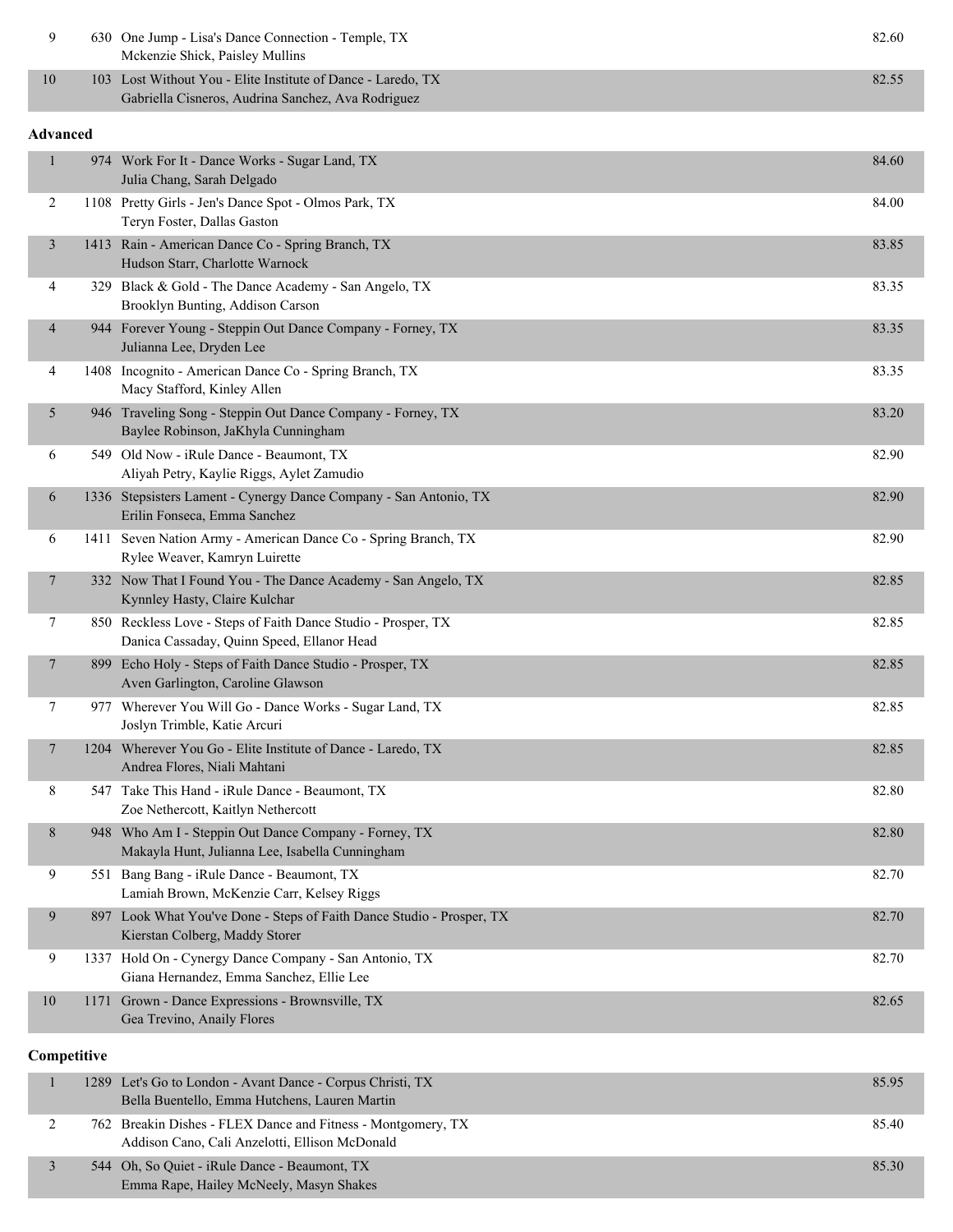| Place | Entry | Routine / Studio / Dancers | Score |
|---|---|---|---|
| 9 | 630 | One Jump - Lisa's Dance Connection - Temple, TX<br>Mckenzie Shick, Paisley Mullins | 82.60 |
| 10 | 103 | Lost Without You - Elite Institute of Dance - Laredo, TX<br>Gabriella Cisneros, Audrina Sanchez, Ava Rodriguez | 82.55 |

**Advanced**

| Place | Entry | Routine / Studio / Dancers | Score |
|---|---|---|---|
| 1 | 974 | Work For It - Dance Works - Sugar Land, TX<br>Julia Chang, Sarah Delgado | 84.60 |
| 2 | 1108 | Pretty Girls - Jen's Dance Spot - Olmos Park, TX<br>Teryn Foster, Dallas Gaston | 84.00 |
| 3 | 1413 | Rain - American Dance Co - Spring Branch, TX<br>Hudson Starr, Charlotte Warnock | 83.85 |
| 4 | 329 | Black & Gold - The Dance Academy - San Angelo, TX<br>Brooklyn Bunting, Addison Carson | 83.35 |
| 4 | 944 | Forever Young - Steppin Out Dance Company - Forney, TX<br>Julianna Lee, Dryden Lee | 83.35 |
| 4 | 1408 | Incognito - American Dance Co - Spring Branch, TX<br>Macy Stafford, Kinley Allen | 83.35 |
| 5 | 946 | Traveling Song - Steppin Out Dance Company - Forney, TX<br>Baylee Robinson, JaKhyla Cunningham | 83.20 |
| 6 | 549 | Old Now - iRule Dance - Beaumont, TX<br>Aliyah Petry, Kaylie Riggs, Aylet Zamudio | 82.90 |
| 6 | 1336 | Stepsisters Lament - Cynergy Dance Company - San Antonio, TX<br>Erilin Fonseca, Emma Sanchez | 82.90 |
| 6 | 1411 | Seven Nation Army - American Dance Co - Spring Branch, TX<br>Rylee Weaver, Kamryn Luirette | 82.90 |
| 7 | 332 | Now That I Found You - The Dance Academy - San Angelo, TX<br>Kynnley Hasty, Claire Kulchar | 82.85 |
| 7 | 850 | Reckless Love - Steps of Faith Dance Studio - Prosper, TX<br>Danica Cassaday, Quinn Speed, Ellanor Head | 82.85 |
| 7 | 899 | Echo Holy - Steps of Faith Dance Studio - Prosper, TX<br>Aven Garlington, Caroline Glawson | 82.85 |
| 7 | 977 | Wherever You Will Go - Dance Works - Sugar Land, TX<br>Joslyn Trimble, Katie Arcuri | 82.85 |
| 7 | 1204 | Wherever You Go - Elite Institute of Dance - Laredo, TX<br>Andrea Flores, Niali Mahtani | 82.85 |
| 8 | 547 | Take This Hand - iRule Dance - Beaumont, TX<br>Zoe Nethercott, Kaitlyn Nethercott | 82.80 |
| 8 | 948 | Who Am I - Steppin Out Dance Company - Forney, TX<br>Makayla Hunt, Julianna Lee, Isabella Cunningham | 82.80 |
| 9 | 551 | Bang Bang - iRule Dance - Beaumont, TX<br>Lamiah Brown, McKenzie Carr, Kelsey Riggs | 82.70 |
| 9 | 897 | Look What You've Done - Steps of Faith Dance Studio - Prosper, TX<br>Kierstan Colberg, Maddy Storer | 82.70 |
| 9 | 1337 | Hold On - Cynergy Dance Company - San Antonio, TX<br>Giana Hernandez, Emma Sanchez, Ellie Lee | 82.70 |
| 10 | 1171 | Grown - Dance Expressions - Brownsville, TX<br>Gea Trevino, Anaily Flores | 82.65 |

**Competitive**

| Place | Entry | Routine / Studio / Dancers | Score |
|---|---|---|---|
| 1 | 1289 | Let's Go to London - Avant Dance - Corpus Christi, TX<br>Bella Buentello, Emma Hutchens, Lauren Martin | 85.95 |
| 2 | 762 | Breakin Dishes - FLEX Dance and Fitness - Montgomery, TX<br>Addison Cano, Cali Anzelotti, Ellison McDonald | 85.40 |
| 3 | 544 | Oh, So Quiet - iRule Dance - Beaumont, TX<br>Emma Rape, Hailey McNeely, Masyn Shakes | 85.30 |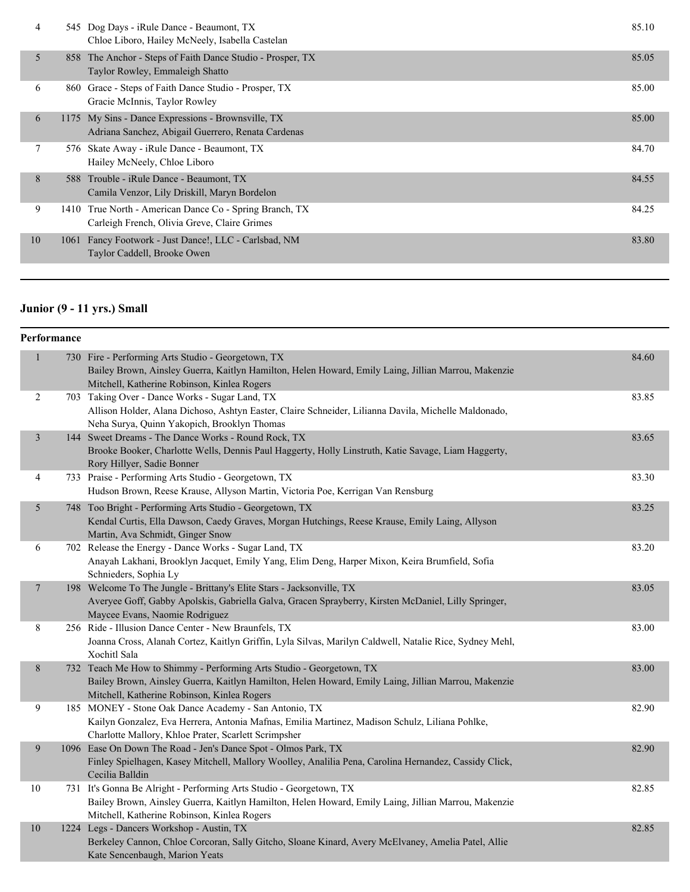| | | | |
|---|---|---|---|
| 4 | 545 | Dog Days - iRule Dance - Beaumont, TX<br>Chloe Liboro, Hailey McNeely, Isabella Castelan | 85.10 |
| 5 | 858 | The Anchor - Steps of Faith Dance Studio - Prosper, TX<br>Taylor Rowley, Emmaleigh Shatto | 85.05 |
| 6 | 860 | Grace - Steps of Faith Dance Studio - Prosper, TX<br>Gracie McInnis, Taylor Rowley | 85.00 |
| 6 | 1175 | My Sins - Dance Expressions - Brownsville, TX<br>Adriana Sanchez, Abigail Guerrero, Renata Cardenas | 85.00 |
| 7 | 576 | Skate Away - iRule Dance - Beaumont, TX<br>Hailey McNeely, Chloe Liboro | 84.70 |
| 8 | 588 | Trouble - iRule Dance - Beaumont, TX<br>Camila Venzor, Lily Driskill, Maryn Bordelon | 84.55 |
| 9 | 1410 | True North - American Dance Co - Spring Branch, TX<br>Carleigh French, Olivia Greve, Claire Grimes | 84.25 |
| 10 | 1061 | Fancy Footwork - Just Dance!, LLC - Carlsbad, NM<br>Taylor Caddell, Brooke Owen | 83.80 |

## Junior (9 - 11 yrs.) Small

**Performance**

| | | | |
|---|---|---|---|
| 1 | 730 | Fire - Performing Arts Studio - Georgetown, TX<br>Bailey Brown, Ainsley Guerra, Kaitlyn Hamilton, Helen Howard, Emily Laing, Jillian Marrou, Makenzie Mitchell, Katherine Robinson, Kinlea Rogers | 84.60 |
| 2 | 703 | Taking Over - Dance Works - Sugar Land, TX<br>Allison Holder, Alana Dichoso, Ashtyn Easter, Claire Schneider, Lilianna Davila, Michelle Maldonado, Neha Surya, Quinn Yakopich, Brooklyn Thomas | 83.85 |
| 3 | 144 | Sweet Dreams - The Dance Works - Round Rock, TX<br>Brooke Booker, Charlotte Wells, Dennis Paul Haggerty, Holly Linstruth, Katie Savage, Liam Haggerty, Rory Hillyer, Sadie Bonner | 83.65 |
| 4 | 733 | Praise - Performing Arts Studio - Georgetown, TX<br>Hudson Brown, Reese Krause, Allyson Martin, Victoria Poe, Kerrigan Van Rensburg | 83.30 |
| 5 | 748 | Too Bright - Performing Arts Studio - Georgetown, TX<br>Kendal Curtis, Ella Dawson, Caedy Graves, Morgan Hutchings, Reese Krause, Emily Laing, Allyson Martin, Ava Schmidt, Ginger Snow | 83.25 |
| 6 | 702 | Release the Energy - Dance Works - Sugar Land, TX<br>Anayah Lakhani, Brooklyn Jacquet, Emily Yang, Elim Deng, Harper Mixon, Keira Brumfield, Sofia Schnieders, Sophia Ly | 83.20 |
| 7 | 198 | Welcome To The Jungle - Brittany's Elite Stars - Jacksonville, TX<br>Averyee Goff, Gabby Apolskis, Gabriella Galva, Gracen Sprayberry, Kirsten McDaniel, Lilly Springer, Maycee Evans, Naomie Rodriguez | 83.05 |
| 8 | 256 | Ride - Illusion Dance Center - New Braunfels, TX<br>Joanna Cross, Alanah Cortez, Kaitlyn Griffin, Lyla Silvas, Marilyn Caldwell, Natalie Rice, Sydney Mehl, Xochitl Sala | 83.00 |
| 8 | 732 | Teach Me How to Shimmy - Performing Arts Studio - Georgetown, TX<br>Bailey Brown, Ainsley Guerra, Kaitlyn Hamilton, Helen Howard, Emily Laing, Jillian Marrou, Makenzie Mitchell, Katherine Robinson, Kinlea Rogers | 83.00 |
| 9 | 185 | MONEY - Stone Oak Dance Academy - San Antonio, TX<br>Kailyn Gonzalez, Eva Herrera, Antonia Mafnas, Emilia Martinez, Madison Schulz, Liliana Pohlke, Charlotte Mallory, Khloe Prater, Scarlett Scrimpsher | 82.90 |
| 9 | 1096 | Ease On Down The Road - Jen's Dance Spot - Olmos Park, TX<br>Finley Spielhagen, Kasey Mitchell, Mallory Woolley, Analilia Pena, Carolina Hernandez, Cassidy Click, Cecilia Balldin | 82.90 |
| 10 | 731 | It's Gonna Be Alright - Performing Arts Studio - Georgetown, TX<br>Bailey Brown, Ainsley Guerra, Kaitlyn Hamilton, Helen Howard, Emily Laing, Jillian Marrou, Makenzie Mitchell, Katherine Robinson, Kinlea Rogers | 82.85 |
| 10 | 1224 | Legs - Dancers Workshop - Austin, TX<br>Berkeley Cannon, Chloe Corcoran, Sally Gitcho, Sloane Kinard, Avery McElvaney, Amelia Patel, Allie Kate Sencenbaugh, Marion Yeats | 82.85 |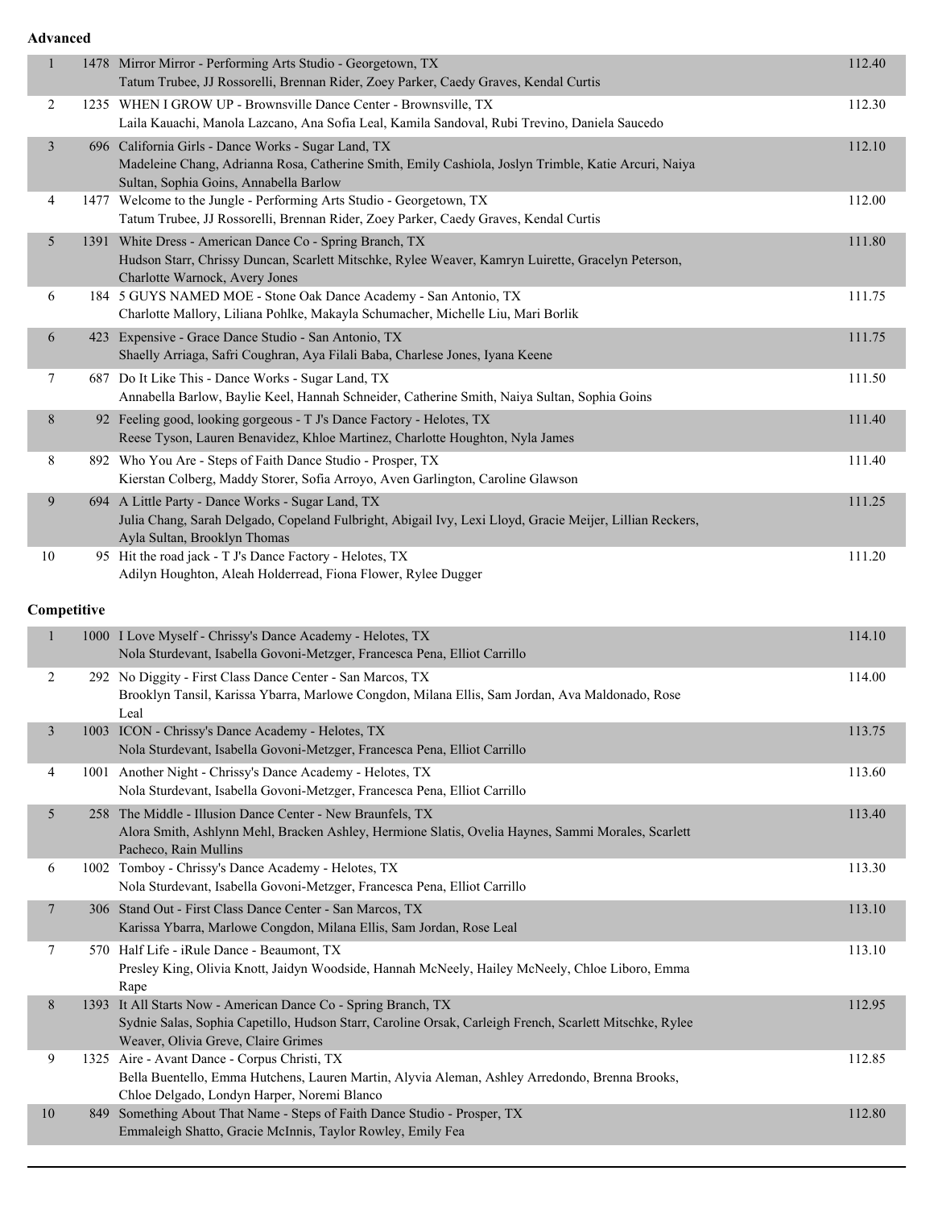**Advanced**

| Place | Entry | Routine / Studio / Dancers | Score |
|---|---|---|---|
| 1 | 1478 | Mirror Mirror - Performing Arts Studio - Georgetown, TX<br>Tatum Trubee, JJ Rossorelli, Brennan Rider, Zoey Parker, Caedy Graves, Kendal Curtis | 112.40 |
| 2 | 1235 | WHEN I GROW UP - Brownsville Dance Center - Brownsville, TX<br>Laila Kauachi, Manola Lazcano, Ana Sofia Leal, Kamila Sandoval, Rubi Trevino, Daniela Saucedo | 112.30 |
| 3 | 696 | California Girls - Dance Works - Sugar Land, TX<br>Madeleine Chang, Adrianna Rosa, Catherine Smith, Emily Cashiola, Joslyn Trimble, Katie Arcuri, Naiya Sultan, Sophia Goins, Annabella Barlow | 112.10 |
| 4 | 1477 | Welcome to the Jungle - Performing Arts Studio - Georgetown, TX<br>Tatum Trubee, JJ Rossorelli, Brennan Rider, Zoey Parker, Caedy Graves, Kendal Curtis | 112.00 |
| 5 | 1391 | White Dress - American Dance Co - Spring Branch, TX<br>Hudson Starr, Chrissy Duncan, Scarlett Mitschke, Rylee Weaver, Kamryn Luirette, Gracelyn Peterson, Charlotte Warnock, Avery Jones | 111.80 |
| 6 | 184 | 5 GUYS NAMED MOE - Stone Oak Dance Academy - San Antonio, TX<br>Charlotte Mallory, Liliana Pohlke, Makayla Schumacher, Michelle Liu, Mari Borlik | 111.75 |
| 6 | 423 | Expensive - Grace Dance Studio - San Antonio, TX<br>Shaelly Arriaga, Safri Coughran, Aya Filali Baba, Charlese Jones, Iyana Keene | 111.75 |
| 7 | 687 | Do It Like This - Dance Works - Sugar Land, TX<br>Annabella Barlow, Baylie Keel, Hannah Schneider, Catherine Smith, Naiya Sultan, Sophia Goins | 111.50 |
| 8 | 92 | Feeling good, looking gorgeous - T J's Dance Factory - Helotes, TX<br>Reese Tyson, Lauren Benavidez, Khloe Martinez, Charlotte Houghton, Nyla James | 111.40 |
| 8 | 892 | Who You Are - Steps of Faith Dance Studio - Prosper, TX<br>Kierstan Colberg, Maddy Storer, Sofia Arroyo, Aven Garlington, Caroline Glawson | 111.40 |
| 9 | 694 | A Little Party - Dance Works - Sugar Land, TX<br>Julia Chang, Sarah Delgado, Copeland Fulbright, Abigail Ivy, Lexi Lloyd, Gracie Meijer, Lillian Reckers, Ayla Sultan, Brooklyn Thomas | 111.25 |
| 10 | 95 | Hit the road jack - T J's Dance Factory - Helotes, TX<br>Adilyn Houghton, Aleah Holderread, Fiona Flower, Rylee Dugger | 111.20 |

**Competitive**

| Place | Entry | Routine / Studio / Dancers | Score |
|---|---|---|---|
| 1 | 1000 | I Love Myself - Chrissy's Dance Academy - Helotes, TX<br>Nola Sturdevant, Isabella Govoni-Metzger, Francesca Pena, Elliot Carrillo | 114.10 |
| 2 | 292 | No Diggity - First Class Dance Center - San Marcos, TX<br>Brooklyn Tansil, Karissa Ybarra, Marlowe Congdon, Milana Ellis, Sam Jordan, Ava Maldonado, Rose Leal | 114.00 |
| 3 | 1003 | ICON - Chrissy's Dance Academy - Helotes, TX<br>Nola Sturdevant, Isabella Govoni-Metzger, Francesca Pena, Elliot Carrillo | 113.75 |
| 4 | 1001 | Another Night - Chrissy's Dance Academy - Helotes, TX<br>Nola Sturdevant, Isabella Govoni-Metzger, Francesca Pena, Elliot Carrillo | 113.60 |
| 5 | 258 | The Middle - Illusion Dance Center - New Braunfels, TX<br>Alora Smith, Ashlynn Mehl, Bracken Ashley, Hermione Slatis, Ovelia Haynes, Sammi Morales, Scarlett Pacheco, Rain Mullins | 113.40 |
| 6 | 1002 | Tomboy - Chrissy's Dance Academy - Helotes, TX<br>Nola Sturdevant, Isabella Govoni-Metzger, Francesca Pena, Elliot Carrillo | 113.30 |
| 7 | 306 | Stand Out - First Class Dance Center - San Marcos, TX<br>Karissa Ybarra, Marlowe Congdon, Milana Ellis, Sam Jordan, Rose Leal | 113.10 |
| 7 | 570 | Half Life - iRule Dance - Beaumont, TX<br>Presley King, Olivia Knott, Jaidyn Woodside, Hannah McNeely, Hailey McNeely, Chloe Liboro, Emma Rape | 113.10 |
| 8 | 1393 | It All Starts Now - American Dance Co - Spring Branch, TX<br>Sydnie Salas, Sophia Capetillo, Hudson Starr, Caroline Orsak, Carleigh French, Scarlett Mitschke, Rylee Weaver, Olivia Greve, Claire Grimes | 112.95 |
| 9 | 1325 | Aire - Avant Dance - Corpus Christi, TX<br>Bella Buentello, Emma Hutchens, Lauren Martin, Alyvia Aleman, Ashley Arredondo, Brenna Brooks, Chloe Delgado, Londyn Harper, Noremi Blanco | 112.85 |
| 10 | 849 | Something About That Name - Steps of Faith Dance Studio - Prosper, TX<br>Emmaleigh Shatto, Gracie McInnis, Taylor Rowley, Emily Fea | 112.80 |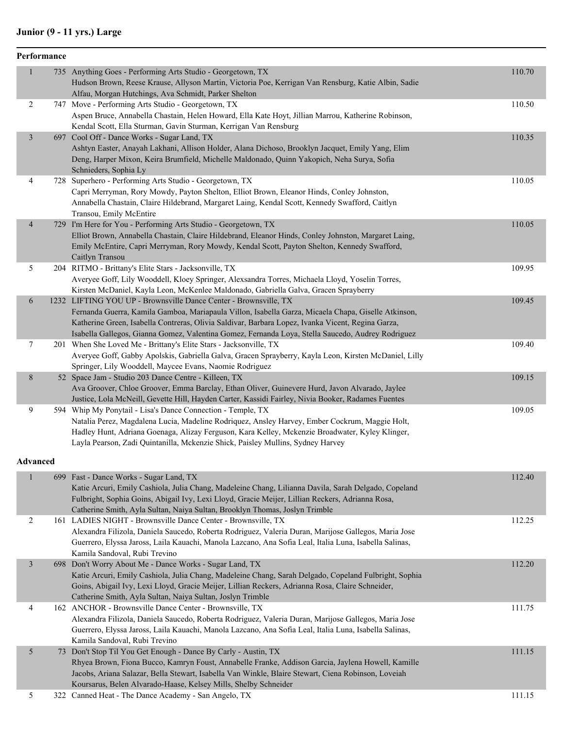## Junior (9 - 11 yrs.) Large

### Performance

| Place | No. | Entry | Score |
|---|---|---|---|
| 1 | 735 | Anything Goes - Performing Arts Studio - Georgetown, TX<br>Hudson Brown, Reese Krause, Allyson Martin, Victoria Poe, Kerrigan Van Rensburg, Katie Albin, Sadie Alfau, Morgan Hutchings, Ava Schmidt, Parker Shelton | 110.70 |
| 2 | 747 | Move - Performing Arts Studio - Georgetown, TX<br>Aspen Bruce, Annabella Chastain, Helen Howard, Ella Kate Hoyt, Jillian Marrou, Katherine Robinson, Kendal Scott, Ella Sturman, Gavin Sturman, Kerrigan Van Rensburg | 110.50 |
| 3 | 697 | Cool Off - Dance Works - Sugar Land, TX<br>Ashtyn Easter, Anayah Lakhani, Allison Holder, Alana Dichoso, Brooklyn Jacquet, Emily Yang, Elim Deng, Harper Mixon, Keira Brumfield, Michelle Maldonado, Quinn Yakopich, Neha Surya, Sofia Schnieders, Sophia Ly | 110.35 |
| 4 | 728 | Superhero - Performing Arts Studio - Georgetown, TX<br>Capri Merryman, Rory Mowdy, Payton Shelton, Elliot Brown, Eleanor Hinds, Conley Johnston, Annabella Chastain, Claire Hildebrand, Margaret Laing, Kendal Scott, Kennedy Swafford, Caitlyn Transou, Emily McEntire | 110.05 |
| 4 | 729 | I'm Here for You - Performing Arts Studio - Georgetown, TX<br>Elliot Brown, Annabella Chastain, Claire Hildebrand, Eleanor Hinds, Conley Johnston, Margaret Laing, Emily McEntire, Capri Merryman, Rory Mowdy, Kendal Scott, Payton Shelton, Kennedy Swafford, Caitlyn Transou | 110.05 |
| 5 | 204 | RITMO - Brittany's Elite Stars - Jacksonville, TX<br>Averyee Goff, Lily Wooddell, Kloey Springer, Alexsandra Torres, Michaela Lloyd, Yoselin Torres, Kirsten McDaniel, Kayla Leon, McKenlee Maldonado, Gabriella Galva, Gracen Sprayberry | 109.95 |
| 6 | 1232 | LIFTING YOU UP - Brownsville Dance Center - Brownsville, TX<br>Fernanda Guerra, Kamila Gamboa, Mariapaula Villon, Isabella Garza, Micaela Chapa, Giselle Atkinson, Katherine Green, Isabella Contreras, Olivia Saldivar, Barbara Lopez, Ivanka Vicent, Regina Garza, Isabella Gallegos, Gianna Gomez, Valentina Gomez, Fernanda Loya, Stella Saucedo, Audrey Rodriguez | 109.45 |
| 7 | 201 | When She Loved Me - Brittany's Elite Stars - Jacksonville, TX<br>Averyee Goff, Gabby Apolskis, Gabriella Galva, Gracen Sprayberry, Kayla Leon, Kirsten McDaniel, Lilly Springer, Lily Wooddell, Maycee Evans, Naomie Rodriguez | 109.40 |
| 8 | 52 | Space Jam - Studio 203 Dance Centre - Killeen, TX<br>Ava Groover, Chloe Groover, Emma Barclay, Ethan Oliver, Guinevere Hurd, Javon Alvarado, Jaylee Justice, Lola McNeill, Gevette Hill, Hayden Carter, Kassidi Fairley, Nivia Booker, Radames Fuentes | 109.15 |
| 9 | 594 | Whip My Ponytail - Lisa's Dance Connection - Temple, TX<br>Natalia Perez, Magdalena Lucia, Madeline Rodriquez, Ansley Harvey, Ember Cockrum, Maggie Holt, Hadley Hunt, Adriana Goenaga, Alizay Ferguson, Kara Kelley, Mckenzie Broadwater, Kyley Klinger, Layla Pearson, Zadi Quintanilla, Mckenzie Shick, Paisley Mullins, Sydney Harvey | 109.05 |

### Advanced

| Place | No. | Entry | Score |
|---|---|---|---|
| 1 | 699 | Fast - Dance Works - Sugar Land, TX<br>Katie Arcuri, Emily Cashiola, Julia Chang, Madeleine Chang, Lilianna Davila, Sarah Delgado, Copeland Fulbright, Sophia Goins, Abigail Ivy, Lexi Lloyd, Gracie Meijer, Lillian Reckers, Adrianna Rosa, Catherine Smith, Ayla Sultan, Naiya Sultan, Brooklyn Thomas, Joslyn Trimble | 112.40 |
| 2 | 161 | LADIES NIGHT - Brownsville Dance Center - Brownsville, TX<br>Alexandra Filizola, Daniela Saucedo, Roberta Rodriguez, Valeria Duran, Marijose Gallegos, Maria Jose Guerrero, Elyssa Jaross, Laila Kauachi, Manola Lazcano, Ana Sofia Leal, Italia Luna, Isabella Salinas, Kamila Sandoval, Rubi Trevino | 112.25 |
| 3 | 698 | Don't Worry About Me - Dance Works - Sugar Land, TX<br>Katie Arcuri, Emily Cashiola, Julia Chang, Madeleine Chang, Sarah Delgado, Copeland Fulbright, Sophia Goins, Abigail Ivy, Lexi Lloyd, Gracie Meijer, Lillian Reckers, Adrianna Rosa, Claire Schneider, Catherine Smith, Ayla Sultan, Naiya Sultan, Joslyn Trimble | 112.20 |
| 4 | 162 | ANCHOR - Brownsville Dance Center - Brownsville, TX<br>Alexandra Filizola, Daniela Saucedo, Roberta Rodriguez, Valeria Duran, Marijose Gallegos, Maria Jose Guerrero, Elyssa Jaross, Laila Kauachi, Manola Lazcano, Ana Sofia Leal, Italia Luna, Isabella Salinas, Kamila Sandoval, Rubi Trevino | 111.75 |
| 5 | 73 | Don't Stop Til You Get Enough - Dance By Carly - Austin, TX<br>Rhyea Brown, Fiona Bucco, Kamryn Foust, Annabelle Franke, Addison Garcia, Jaylena Howell, Kamille Jacobs, Ariana Salazar, Bella Stewart, Isabella Van Winkle, Blaire Stewart, Ciena Robinson, Loveiah Koursarus, Belen Alvarado-Haase, Kelsey Mills, Shelby Schneider | 111.15 |
| 5 | 322 | Canned Heat - The Dance Academy - San Angelo, TX | 111.15 |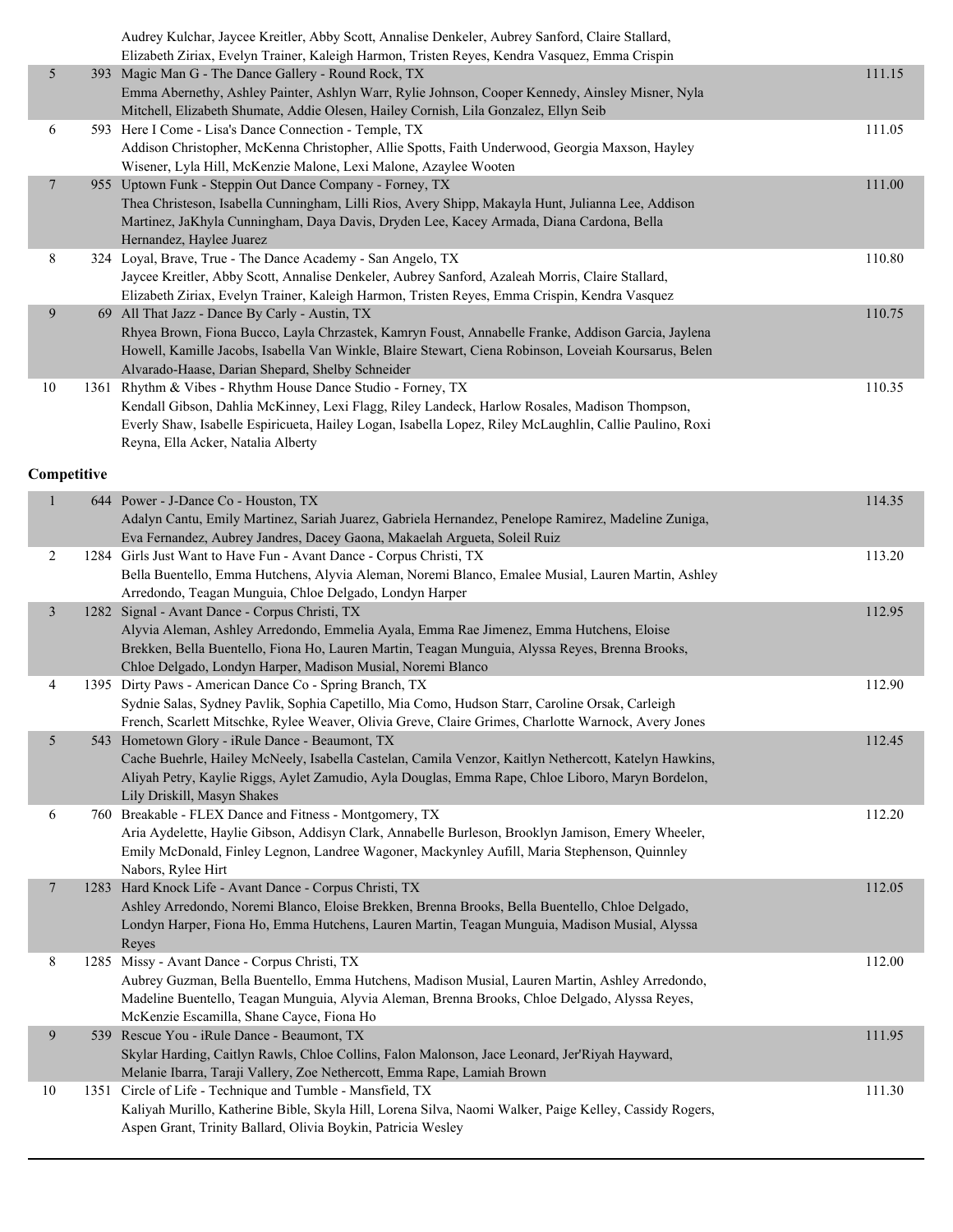| | | | |
|---|---|---|---|
| | | Audrey Kulchar, Jaycee Kreitler, Abby Scott, Annalise Denkeler, Aubrey Sanford, Claire Stallard, Elizabeth Ziriax, Evelyn Trainer, Kaleigh Harmon, Tristen Reyes, Kendra Vasquez, Emma Crispin | |
| 5 | 393 | Magic Man G - The Dance Gallery - Round Rock, TX<br>Emma Abernethy, Ashley Painter, Ashlyn Warr, Rylie Johnson, Cooper Kennedy, Ainsley Misner, Nyla Mitchell, Elizabeth Shumate, Addie Olesen, Hailey Cornish, Lila Gonzalez, Ellyn Seib | 111.15 |
| 6 | 593 | Here I Come - Lisa's Dance Connection - Temple, TX<br>Addison Christopher, McKenna Christopher, Allie Spotts, Faith Underwood, Georgia Maxson, Hayley Wisener, Lyla Hill, McKenzie Malone, Lexi Malone, Azaylee Wooten | 111.05 |
| 7 | 955 | Uptown Funk - Steppin Out Dance Company - Forney, TX<br>Thea Christeson, Isabella Cunningham, Lilli Rios, Avery Shipp, Makayla Hunt, Julianna Lee, Addison Martinez, JaKhyla Cunningham, Daya Davis, Dryden Lee, Kacey Armada, Diana Cardona, Bella Hernandez, Haylee Juarez | 111.00 |
| 8 | 324 | Loyal, Brave, True - The Dance Academy - San Angelo, TX<br>Jaycee Kreitler, Abby Scott, Annalise Denkeler, Aubrey Sanford, Azaleah Morris, Claire Stallard, Elizabeth Ziriax, Evelyn Trainer, Kaleigh Harmon, Tristen Reyes, Emma Crispin, Kendra Vasquez | 110.80 |
| 9 | 69 | All That Jazz - Dance By Carly - Austin, TX<br>Rhyea Brown, Fiona Bucco, Layla Chrzastek, Kamryn Foust, Annabelle Franke, Addison Garcia, Jaylena Howell, Kamille Jacobs, Isabella Van Winkle, Blaire Stewart, Ciena Robinson, Loveiah Koursarus, Belen Alvarado-Haase, Darian Shepard, Shelby Schneider | 110.75 |
| 10 | 1361 | Rhythm & Vibes - Rhythm House Dance Studio - Forney, TX<br>Kendall Gibson, Dahlia McKinney, Lexi Flagg, Riley Landeck, Harlow Rosales, Madison Thompson, Everly Shaw, Isabelle Espiricueta, Hailey Logan, Isabella Lopez, Riley McLaughlin, Callie Paulino, Roxi Reyna, Ella Acker, Natalia Alberty | 110.35 |

**Competitive**

| | | | |
|---|---|---|---|
| 1 | 644 | Power - J-Dance Co - Houston, TX<br>Adalyn Cantu, Emily Martinez, Sariah Juarez, Gabriela Hernandez, Penelope Ramirez, Madeline Zuniga, Eva Fernandez, Aubrey Jandres, Dacey Gaona, Makaelah Argueta, Soleil Ruiz | 114.35 |
| 2 | 1284 | Girls Just Want to Have Fun - Avant Dance - Corpus Christi, TX<br>Bella Buentello, Emma Hutchens, Alyvia Aleman, Noremi Blanco, Emalee Musial, Lauren Martin, Ashley Arredondo, Teagan Munguia, Chloe Delgado, Londyn Harper | 113.20 |
| 3 | 1282 | Signal - Avant Dance - Corpus Christi, TX<br>Alyvia Aleman, Ashley Arredondo, Emmelia Ayala, Emma Rae Jimenez, Emma Hutchens, Eloise Brekken, Bella Buentello, Fiona Ho, Lauren Martin, Teagan Munguia, Alyssa Reyes, Brenna Brooks, Chloe Delgado, Londyn Harper, Madison Musial, Noremi Blanco | 112.95 |
| 4 | 1395 | Dirty Paws - American Dance Co - Spring Branch, TX<br>Sydnie Salas, Sydney Pavlik, Sophia Capetillo, Mia Como, Hudson Starr, Caroline Orsak, Carleigh French, Scarlett Mitschke, Rylee Weaver, Olivia Greve, Claire Grimes, Charlotte Warnock, Avery Jones | 112.90 |
| 5 | 543 | Hometown Glory - iRule Dance - Beaumont, TX<br>Cache Buehrle, Hailey McNeely, Isabella Castelan, Camila Venzor, Kaitlyn Nethercott, Katelyn Hawkins, Aliyah Petry, Kaylie Riggs, Aylet Zamudio, Ayla Douglas, Emma Rape, Chloe Liboro, Maryn Bordelon, Lily Driskill, Masyn Shakes | 112.45 |
| 6 | 760 | Breakable - FLEX Dance and Fitness - Montgomery, TX<br>Aria Aydelette, Haylie Gibson, Addisyn Clark, Annabelle Burleson, Brooklyn Jamison, Emery Wheeler, Emily McDonald, Finley Legnon, Landree Wagoner, Mackynley Aufill, Maria Stephenson, Quinnley Nabors, Rylee Hirt | 112.20 |
| 7 | 1283 | Hard Knock Life - Avant Dance - Corpus Christi, TX<br>Ashley Arredondo, Noremi Blanco, Eloise Brekken, Brenna Brooks, Bella Buentello, Chloe Delgado, Londyn Harper, Fiona Ho, Emma Hutchens, Lauren Martin, Teagan Munguia, Madison Musial, Alyssa Reyes | 112.05 |
| 8 | 1285 | Missy - Avant Dance - Corpus Christi, TX<br>Aubrey Guzman, Bella Buentello, Emma Hutchens, Madison Musial, Lauren Martin, Ashley Arredondo, Madeline Buentello, Teagan Munguia, Alyvia Aleman, Brenna Brooks, Chloe Delgado, Alyssa Reyes, McKenzie Escamilla, Shane Cayce, Fiona Ho | 112.00 |
| 9 | 539 | Rescue You - iRule Dance - Beaumont, TX<br>Skylar Harding, Caitlyn Rawls, Chloe Collins, Falon Malonson, Jace Leonard, Jer'Riyah Hayward, Melanie Ibarra, Taraji Vallery, Zoe Nethercott, Emma Rape, Lamiah Brown | 111.95 |
| 10 | 1351 | Circle of Life - Technique and Tumble - Mansfield, TX<br>Kaliyah Murillo, Katherine Bible, Skyla Hill, Lorena Silva, Naomi Walker, Paige Kelley, Cassidy Rogers, Aspen Grant, Trinity Ballard, Olivia Boykin, Patricia Wesley | 111.30 |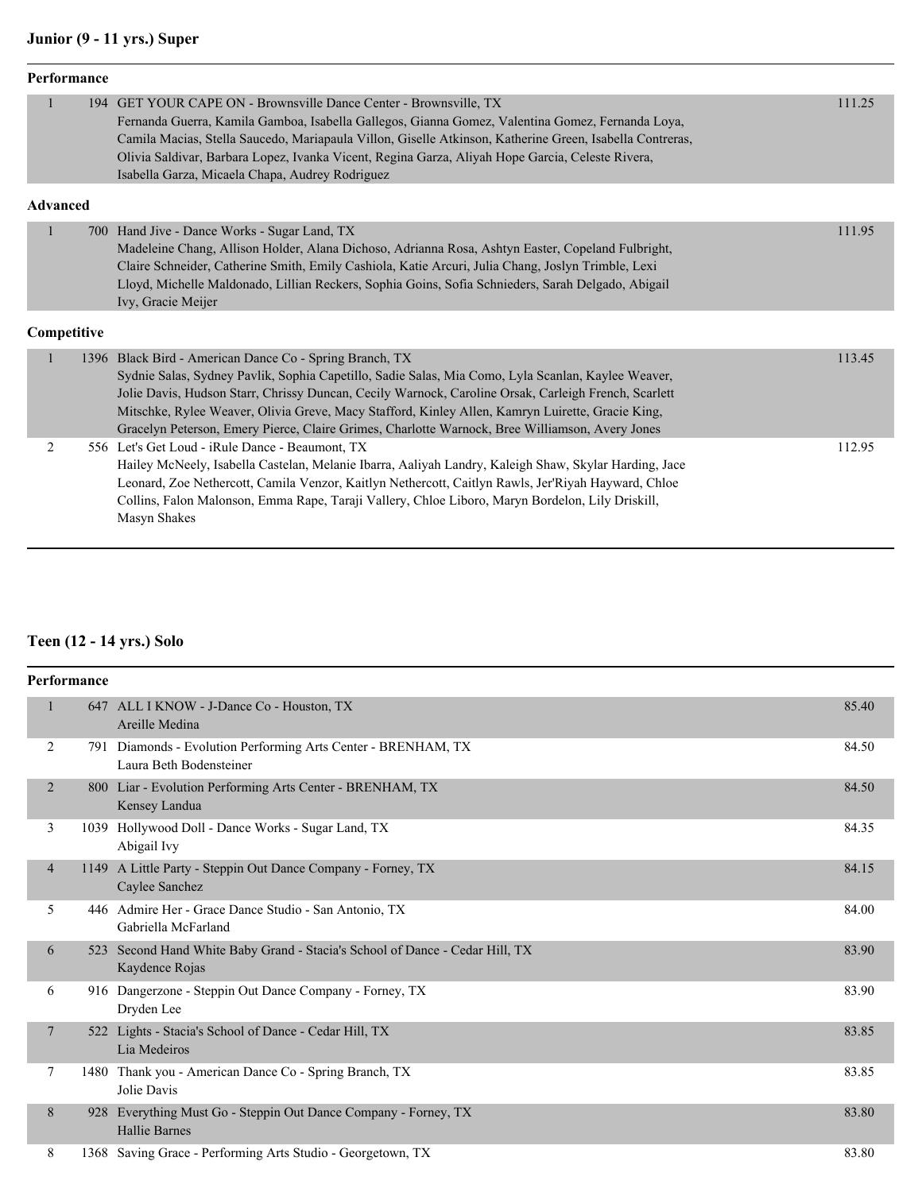## Junior (9 - 11 yrs.) Super

### Performance

| Place | No. | Entry | Score |
|---|---|---|---|
| 1 | 194 | GET YOUR CAPE ON - Brownsville Dance Center - Brownsville, TX<br>Fernanda Guerra, Kamila Gamboa, Isabella Gallegos, Gianna Gomez, Valentina Gomez, Fernanda Loya, Camila Macias, Stella Saucedo, Mariapaula Villon, Giselle Atkinson, Katherine Green, Isabella Contreras, Olivia Saldivar, Barbara Lopez, Ivanka Vicent, Regina Garza, Aliyah Hope Garcia, Celeste Rivera, Isabella Garza, Micaela Chapa, Audrey Rodriguez | 111.25 |

### Advanced

| Place | No. | Entry | Score |
|---|---|---|---|
| 1 | 700 | Hand Jive - Dance Works - Sugar Land, TX<br>Madeleine Chang, Allison Holder, Alana Dichoso, Adrianna Rosa, Ashtyn Easter, Copeland Fulbright, Claire Schneider, Catherine Smith, Emily Cashiola, Katie Arcuri, Julia Chang, Joslyn Trimble, Lexi Lloyd, Michelle Maldonado, Lillian Reckers, Sophia Goins, Sofia Schnieders, Sarah Delgado, Abigail Ivy, Gracie Meijer | 111.95 |

### Competitive

| Place | No. | Entry | Score |
|---|---|---|---|
| 1 | 1396 | Black Bird - American Dance Co - Spring Branch, TX<br>Sydnie Salas, Sydney Pavlik, Sophia Capetillo, Sadie Salas, Mia Como, Lyla Scanlan, Kaylee Weaver, Jolie Davis, Hudson Starr, Chrissy Duncan, Cecily Warnock, Caroline Orsak, Carleigh French, Scarlett Mitschke, Rylee Weaver, Olivia Greve, Macy Stafford, Kinley Allen, Kamryn Luirette, Gracie King, Gracelyn Peterson, Emery Pierce, Claire Grimes, Charlotte Warnock, Bree Williamson, Avery Jones | 113.45 |
| 2 | 556 | Let's Get Loud - iRule Dance - Beaumont, TX<br>Hailey McNeely, Isabella Castelan, Melanie Ibarra, Aaliyah Landry, Kaleigh Shaw, Skylar Harding, Jace Leonard, Zoe Nethercott, Camila Venzor, Kaitlyn Nethercott, Caitlyn Rawls, Jer'Riyah Hayward, Chloe Collins, Falon Malonson, Emma Rape, Taraji Vallery, Chloe Liboro, Maryn Bordelon, Lily Driskill, Masyn Shakes | 112.95 |

## Teen (12 - 14 yrs.) Solo

### Performance

| Place | No. | Entry | Score |
|---|---|---|---|
| 1 | 647 | ALL I KNOW - J-Dance Co - Houston, TX<br>Areille Medina | 85.40 |
| 2 | 791 | Diamonds - Evolution Performing Arts Center - BRENHAM, TX<br>Laura Beth Bodensteiner | 84.50 |
| 2 | 800 | Liar - Evolution Performing Arts Center - BRENHAM, TX<br>Kensey Landua | 84.50 |
| 3 | 1039 | Hollywood Doll - Dance Works - Sugar Land, TX<br>Abigail Ivy | 84.35 |
| 4 | 1149 | A Little Party - Steppin Out Dance Company - Forney, TX<br>Caylee Sanchez | 84.15 |
| 5 | 446 | Admire Her - Grace Dance Studio - San Antonio, TX<br>Gabriella McFarland | 84.00 |
| 6 | 523 | Second Hand White Baby Grand - Stacia's School of Dance - Cedar Hill, TX<br>Kaydence Rojas | 83.90 |
| 6 | 916 | Dangerzone - Steppin Out Dance Company - Forney, TX<br>Dryden Lee | 83.90 |
| 7 | 522 | Lights - Stacia's School of Dance - Cedar Hill, TX<br>Lia Medeiros | 83.85 |
| 7 | 1480 | Thank you - American Dance Co - Spring Branch, TX<br>Jolie Davis | 83.85 |
| 8 | 928 | Everything Must Go - Steppin Out Dance Company - Forney, TX<br>Hallie Barnes | 83.80 |
| 8 | 1368 | Saving Grace - Performing Arts Studio - Georgetown, TX | 83.80 |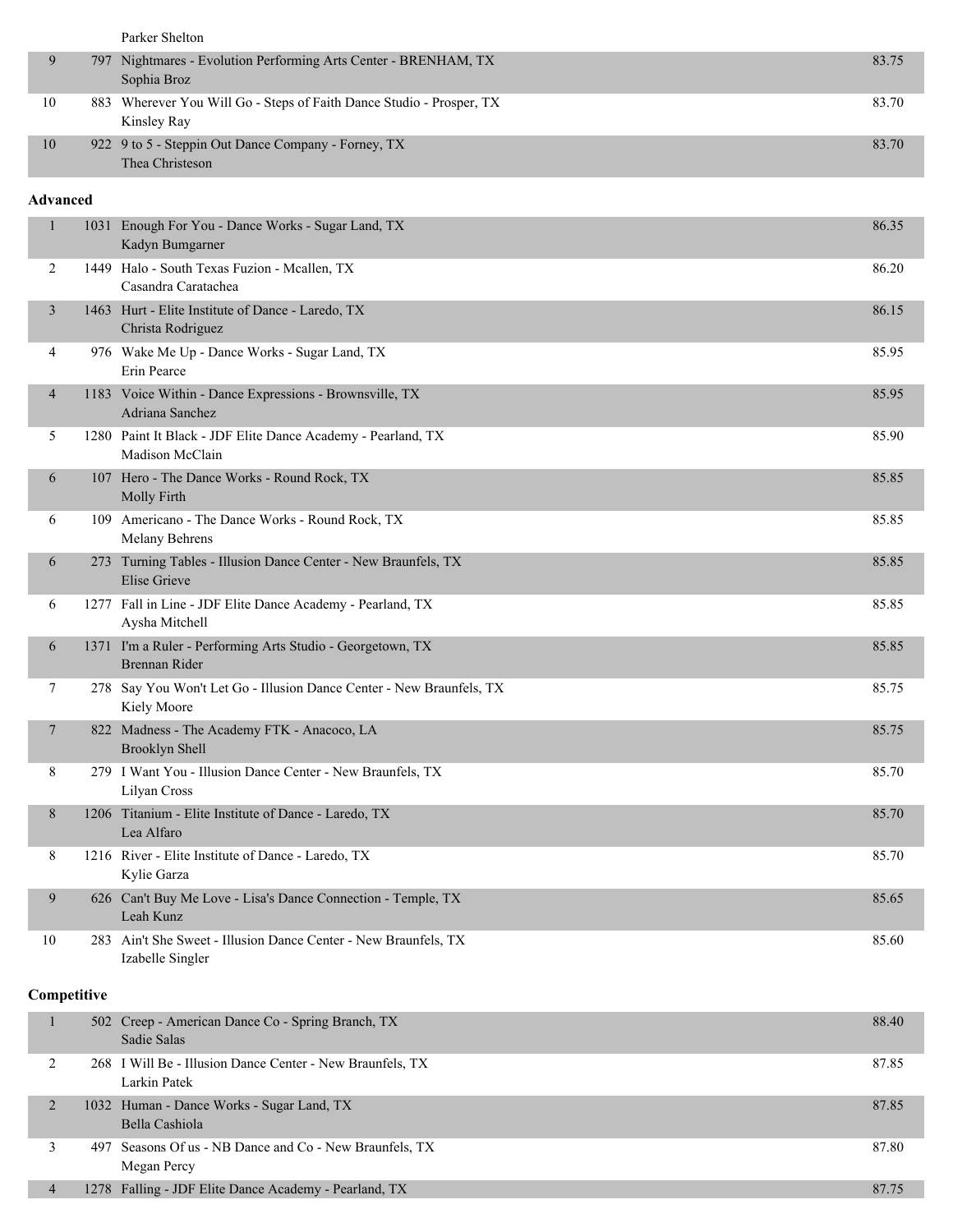| Place | No. | Entry | Score |
|---|---|---|---|
| | | Parker Shelton | |
| 9 | 797 | Nightmares - Evolution Performing Arts Center - BRENHAM, TX<br>Sophia Broz | 83.75 |
| 10 | 883 | Wherever You Will Go - Steps of Faith Dance Studio - Prosper, TX<br>Kinsley Ray | 83.70 |
| 10 | 922 | 9 to 5 - Steppin Out Dance Company - Forney, TX<br>Thea Christeson | 83.70 |

**Advanced**

| Place | No. | Entry | Score |
|---|---|---|---|
| 1 | 1031 | Enough For You - Dance Works - Sugar Land, TX<br>Kadyn Bumgarner | 86.35 |
| 2 | 1449 | Halo - South Texas Fuzion - Mcallen, TX<br>Casandra Caratachea | 86.20 |
| 3 | 1463 | Hurt - Elite Institute of Dance - Laredo, TX<br>Christa Rodriguez | 86.15 |
| 4 | 976 | Wake Me Up - Dance Works - Sugar Land, TX<br>Erin Pearce | 85.95 |
| 4 | 1183 | Voice Within - Dance Expressions - Brownsville, TX<br>Adriana Sanchez | 85.95 |
| 5 | 1280 | Paint It Black - JDF Elite Dance Academy - Pearland, TX<br>Madison McClain | 85.90 |
| 6 | 107 | Hero - The Dance Works - Round Rock, TX<br>Molly Firth | 85.85 |
| 6 | 109 | Americano - The Dance Works - Round Rock, TX<br>Melany Behrens | 85.85 |
| 6 | 273 | Turning Tables - Illusion Dance Center - New Braunfels, TX<br>Elise Grieve | 85.85 |
| 6 | 1277 | Fall in Line - JDF Elite Dance Academy - Pearland, TX<br>Aysha Mitchell | 85.85 |
| 6 | 1371 | I'm a Ruler - Performing Arts Studio - Georgetown, TX<br>Brennan Rider | 85.85 |
| 7 | 278 | Say You Won't Let Go - Illusion Dance Center - New Braunfels, TX<br>Kiely Moore | 85.75 |
| 7 | 822 | Madness - The Academy FTK - Anacoco, LA<br>Brooklyn Shell | 85.75 |
| 8 | 279 | I Want You - Illusion Dance Center - New Braunfels, TX<br>Lilyan Cross | 85.70 |
| 8 | 1206 | Titanium - Elite Institute of Dance - Laredo, TX<br>Lea Alfaro | 85.70 |
| 8 | 1216 | River - Elite Institute of Dance - Laredo, TX<br>Kylie Garza | 85.70 |
| 9 | 626 | Can't Buy Me Love - Lisa's Dance Connection - Temple, TX<br>Leah Kunz | 85.65 |
| 10 | 283 | Ain't She Sweet - Illusion Dance Center - New Braunfels, TX<br>Izabelle Singler | 85.60 |

**Competitive**

| Place | No. | Entry | Score |
|---|---|---|---|
| 1 | 502 | Creep - American Dance Co - Spring Branch, TX<br>Sadie Salas | 88.40 |
| 2 | 268 | I Will Be - Illusion Dance Center - New Braunfels, TX<br>Larkin Patek | 87.85 |
| 2 | 1032 | Human - Dance Works - Sugar Land, TX<br>Bella Cashiola | 87.85 |
| 3 | 497 | Seasons Of us - NB Dance and Co - New Braunfels, TX<br>Megan Percy | 87.80 |
| 4 | 1278 | Falling - JDF Elite Dance Academy - Pearland, TX | 87.75 |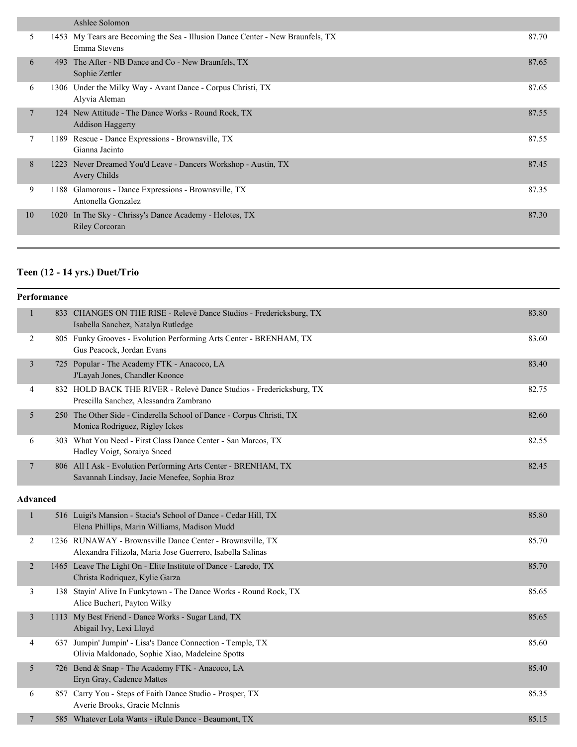| | | | |
|---|---|---|---|
| | | Ashlee Solomon | |
| 5 | 1453 | My Tears are Becoming the Sea - Illusion Dance Center - New Braunfels, TX<br>Emma Stevens | 87.70 |
| 6 | 493 | The After - NB Dance and Co - New Braunfels, TX<br>Sophie Zettler | 87.65 |
| 6 | 1306 | Under the Milky Way - Avant Dance - Corpus Christi, TX<br>Alyvia Aleman | 87.65 |
| 7 | 124 | New Attitude - The Dance Works - Round Rock, TX<br>Addison Haggerty | 87.55 |
| 7 | 1189 | Rescue - Dance Expressions - Brownsville, TX<br>Gianna Jacinto | 87.55 |
| 8 | 1223 | Never Dreamed You'd Leave - Dancers Workshop - Austin, TX<br>Avery Childs | 87.45 |
| 9 | 1188 | Glamorous - Dance Expressions - Brownsville, TX<br>Antonella Gonzalez | 87.35 |
| 10 | 1020 | In The Sky - Chrissy's Dance Academy - Helotes, TX<br>Riley Corcoran | 87.30 |

## Teen (12 - 14 yrs.) Duet/Trio

### Performance

| | | | |
|---|---|---|---|
| 1 | 833 | CHANGES ON THE RISE - Relevè Dance Studios - Fredericksburg, TX<br>Isabella Sanchez, Natalya Rutledge | 83.80 |
| 2 | 805 | Funky Grooves - Evolution Performing Arts Center - BRENHAM, TX<br>Gus Peacock, Jordan Evans | 83.60 |
| 3 | 725 | Popular - The Academy FTK - Anacoco, LA<br>J'Layah Jones, Chandler Koonce | 83.40 |
| 4 | 832 | HOLD BACK THE RIVER - Relevè Dance Studios - Fredericksburg, TX<br>Prescilla Sanchez, Alessandra Zambrano | 82.75 |
| 5 | 250 | The Other Side - Cinderella School of Dance - Corpus Christi, TX<br>Monica Rodriguez, Rigley Ickes | 82.60 |
| 6 | 303 | What You Need - First Class Dance Center - San Marcos, TX<br>Hadley Voigt, Soraiya Sneed | 82.55 |
| 7 | 806 | All I Ask - Evolution Performing Arts Center - BRENHAM, TX<br>Savannah Lindsay, Jacie Menefee, Sophia Broz | 82.45 |

### Advanced

| | | | |
|---|---|---|---|
| 1 | 516 | Luigi's Mansion - Stacia's School of Dance - Cedar Hill, TX<br>Elena Phillips, Marin Williams, Madison Mudd | 85.80 |
| 2 | 1236 | RUNAWAY - Brownsville Dance Center - Brownsville, TX<br>Alexandra Filizola, Maria Jose Guerrero, Isabella Salinas | 85.70 |
| 2 | 1465 | Leave The Light On - Elite Institute of Dance - Laredo, TX<br>Christa Rodriquez, Kylie Garza | 85.70 |
| 3 | 138 | Stayin' Alive In Funkytown - The Dance Works - Round Rock, TX<br>Alice Buchert, Payton Wilky | 85.65 |
| 3 | 1113 | My Best Friend - Dance Works - Sugar Land, TX<br>Abigail Ivy, Lexi Lloyd | 85.65 |
| 4 | 637 | Jumpin' Jumpin' - Lisa's Dance Connection - Temple, TX<br>Olivia Maldonado, Sophie Xiao, Madeleine Spotts | 85.60 |
| 5 | 726 | Bend & Snap - The Academy FTK - Anacoco, LA<br>Eryn Gray, Cadence Mattes | 85.40 |
| 6 | 857 | Carry You - Steps of Faith Dance Studio - Prosper, TX<br>Averie Brooks, Gracie McInnis | 85.35 |
| 7 | 585 | Whatever Lola Wants - iRule Dance - Beaumont, TX | 85.15 |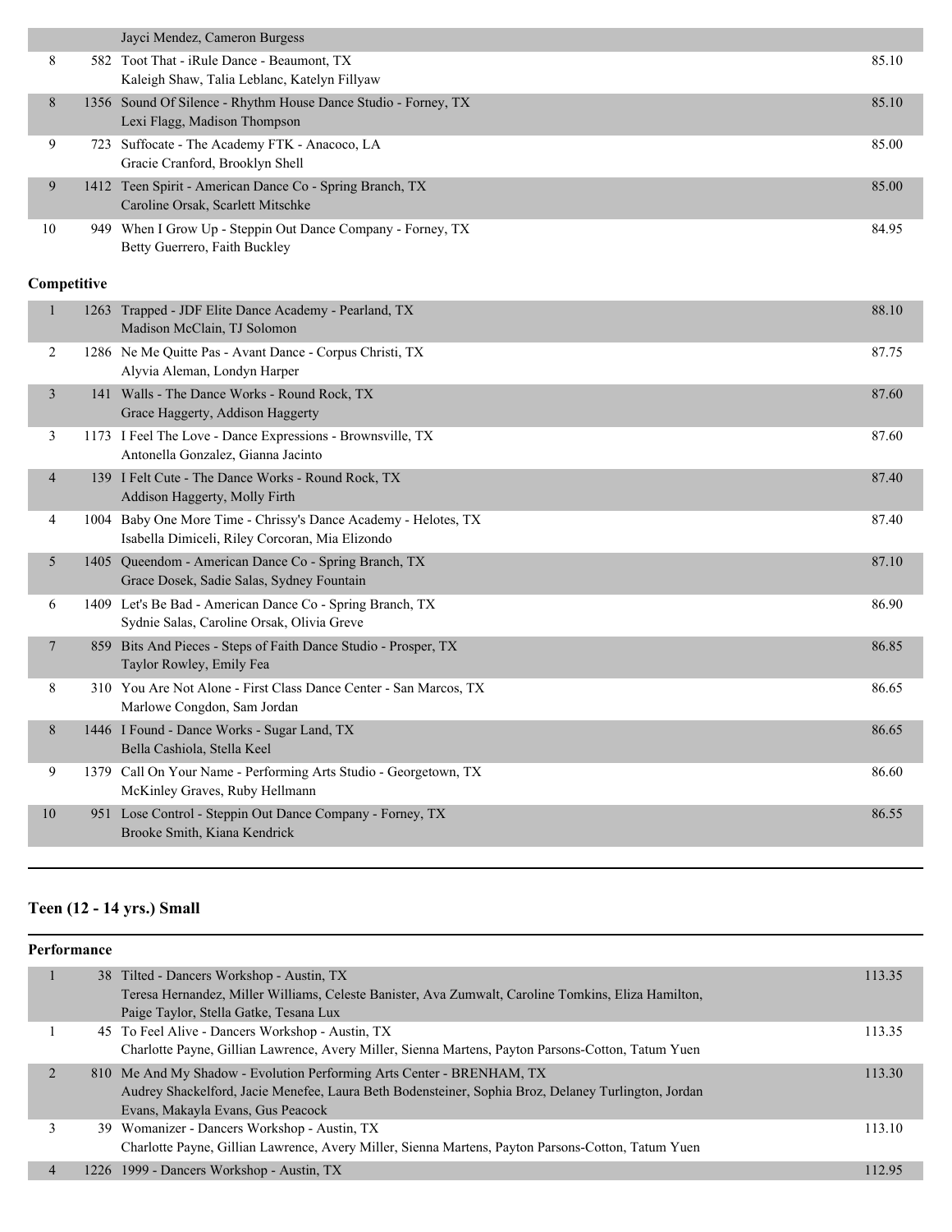| | | | |
|---|---|---|---|
| | | Jayci Mendez, Cameron Burgess | |
| 8 | 582 | Toot That - iRule Dance - Beaumont, TX<br>Kaleigh Shaw, Talia Leblanc, Katelyn Fillyaw | 85.10 |
| 8 | 1356 | Sound Of Silence - Rhythm House Dance Studio - Forney, TX<br>Lexi Flagg, Madison Thompson | 85.10 |
| 9 | 723 | Suffocate - The Academy FTK - Anacoco, LA<br>Gracie Cranford, Brooklyn Shell | 85.00 |
| 9 | 1412 | Teen Spirit - American Dance Co - Spring Branch, TX<br>Caroline Orsak, Scarlett Mitschke | 85.00 |
| 10 | 949 | When I Grow Up - Steppin Out Dance Company - Forney, TX<br>Betty Guerrero, Faith Buckley | 84.95 |

**Competitive**

| | | | |
|---|---|---|---|
| 1 | 1263 | Trapped - JDF Elite Dance Academy - Pearland, TX<br>Madison McClain, TJ Solomon | 88.10 |
| 2 | 1286 | Ne Me Quitte Pas - Avant Dance - Corpus Christi, TX<br>Alyvia Aleman, Londyn Harper | 87.75 |
| 3 | 141 | Walls - The Dance Works - Round Rock, TX<br>Grace Haggerty, Addison Haggerty | 87.60 |
| 3 | 1173 | I Feel The Love - Dance Expressions - Brownsville, TX<br>Antonella Gonzalez, Gianna Jacinto | 87.60 |
| 4 | 139 | I Felt Cute - The Dance Works - Round Rock, TX<br>Addison Haggerty, Molly Firth | 87.40 |
| 4 | 1004 | Baby One More Time - Chrissy's Dance Academy - Helotes, TX<br>Isabella Dimiceli, Riley Corcoran, Mia Elizondo | 87.40 |
| 5 | 1405 | Queendom - American Dance Co - Spring Branch, TX<br>Grace Dosek, Sadie Salas, Sydney Fountain | 87.10 |
| 6 | 1409 | Let's Be Bad - American Dance Co - Spring Branch, TX<br>Sydnie Salas, Caroline Orsak, Olivia Greve | 86.90 |
| 7 | 859 | Bits And Pieces - Steps of Faith Dance Studio - Prosper, TX<br>Taylor Rowley, Emily Fea | 86.85 |
| 8 | 310 | You Are Not Alone - First Class Dance Center - San Marcos, TX<br>Marlowe Congdon, Sam Jordan | 86.65 |
| 8 | 1446 | I Found - Dance Works - Sugar Land, TX<br>Bella Cashiola, Stella Keel | 86.65 |
| 9 | 1379 | Call On Your Name - Performing Arts Studio - Georgetown, TX<br>McKinley Graves, Ruby Hellmann | 86.60 |
| 10 | 951 | Lose Control - Steppin Out Dance Company - Forney, TX<br>Brooke Smith, Kiana Kendrick | 86.55 |

## Teen (12 - 14 yrs.) Small

**Performance**

| | | | |
|---|---|---|---|
| 1 | 38 | Tilted - Dancers Workshop - Austin, TX<br>Teresa Hernandez, Miller Williams, Celeste Banister, Ava Zumwalt, Caroline Tomkins, Eliza Hamilton, Paige Taylor, Stella Gatke, Tesana Lux | 113.35 |
| 1 | 45 | To Feel Alive - Dancers Workshop - Austin, TX<br>Charlotte Payne, Gillian Lawrence, Avery Miller, Sienna Martens, Payton Parsons-Cotton, Tatum Yuen | 113.35 |
| 2 | 810 | Me And My Shadow - Evolution Performing Arts Center - BRENHAM, TX<br>Audrey Shackelford, Jacie Menefee, Laura Beth Bodensteiner, Sophia Broz, Delaney Turlington, Jordan Evans, Makayla Evans, Gus Peacock | 113.30 |
| 3 | 39 | Womanizer - Dancers Workshop - Austin, TX<br>Charlotte Payne, Gillian Lawrence, Avery Miller, Sienna Martens, Payton Parsons-Cotton, Tatum Yuen | 113.10 |
| 4 | 1226 | 1999 - Dancers Workshop - Austin, TX | 112.95 |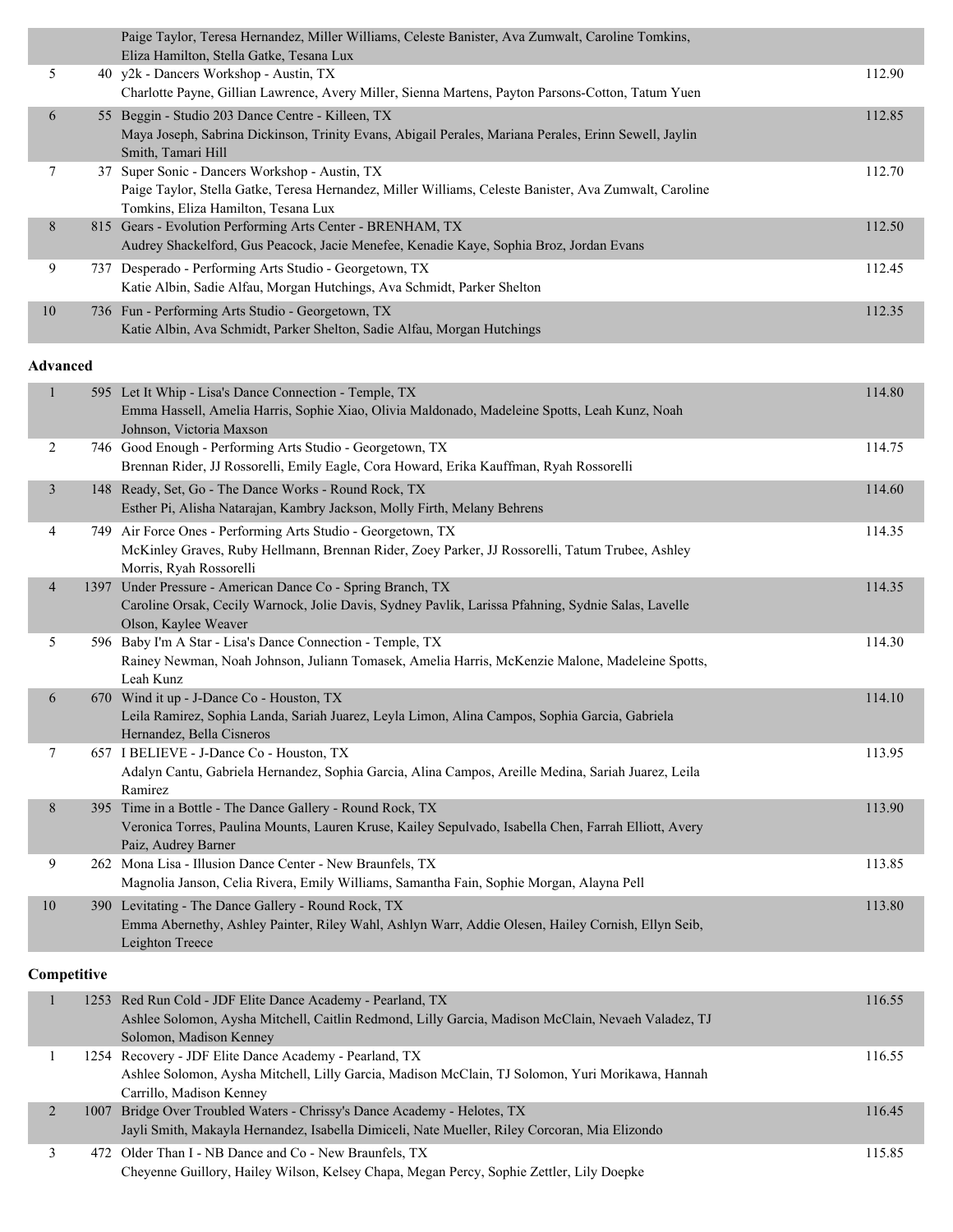| Place | No. | Routine / Studio / Dancers | Score |
|---|---|---|---|
| | | Paige Taylor, Teresa Hernandez, Miller Williams, Celeste Banister, Ava Zumwalt, Caroline Tomkins, Eliza Hamilton, Stella Gatke, Tesana Lux | |
| 5 | 40 | y2k - Dancers Workshop - Austin, TX<br>Charlotte Payne, Gillian Lawrence, Avery Miller, Sienna Martens, Payton Parsons-Cotton, Tatum Yuen | 112.90 |
| 6 | 55 | Beggin - Studio 203 Dance Centre - Killeen, TX<br>Maya Joseph, Sabrina Dickinson, Trinity Evans, Abigail Perales, Mariana Perales, Erinn Sewell, Jaylin Smith, Tamari Hill | 112.85 |
| 7 | 37 | Super Sonic - Dancers Workshop - Austin, TX<br>Paige Taylor, Stella Gatke, Teresa Hernandez, Miller Williams, Celeste Banister, Ava Zumwalt, Caroline Tomkins, Eliza Hamilton, Tesana Lux | 112.70 |
| 8 | 815 | Gears - Evolution Performing Arts Center - BRENHAM, TX<br>Audrey Shackelford, Gus Peacock, Jacie Menefee, Kenadie Kaye, Sophia Broz, Jordan Evans | 112.50 |
| 9 | 737 | Desperado - Performing Arts Studio - Georgetown, TX<br>Katie Albin, Sadie Alfau, Morgan Hutchings, Ava Schmidt, Parker Shelton | 112.45 |
| 10 | 736 | Fun - Performing Arts Studio - Georgetown, TX<br>Katie Albin, Ava Schmidt, Parker Shelton, Sadie Alfau, Morgan Hutchings | 112.35 |

**Advanced**

| Place | No. | Routine / Studio / Dancers | Score |
|---|---|---|---|
| 1 | 595 | Let It Whip - Lisa's Dance Connection - Temple, TX<br>Emma Hassell, Amelia Harris, Sophie Xiao, Olivia Maldonado, Madeleine Spotts, Leah Kunz, Noah Johnson, Victoria Maxson | 114.80 |
| 2 | 746 | Good Enough - Performing Arts Studio - Georgetown, TX<br>Brennan Rider, JJ Rossorelli, Emily Eagle, Cora Howard, Erika Kauffman, Ryah Rossorelli | 114.75 |
| 3 | 148 | Ready, Set, Go - The Dance Works - Round Rock, TX<br>Esther Pi, Alisha Natarajan, Kambry Jackson, Molly Firth, Melany Behrens | 114.60 |
| 4 | 749 | Air Force Ones - Performing Arts Studio - Georgetown, TX<br>McKinley Graves, Ruby Hellmann, Brennan Rider, Zoey Parker, JJ Rossorelli, Tatum Trubee, Ashley Morris, Ryah Rossorelli | 114.35 |
| 4 | 1397 | Under Pressure - American Dance Co - Spring Branch, TX<br>Caroline Orsak, Cecily Warnock, Jolie Davis, Sydney Pavlik, Larissa Pfahning, Sydnie Salas, Lavelle Olson, Kaylee Weaver | 114.35 |
| 5 | 596 | Baby I'm A Star - Lisa's Dance Connection - Temple, TX<br>Rainey Newman, Noah Johnson, Juliann Tomasek, Amelia Harris, McKenzie Malone, Madeleine Spotts, Leah Kunz | 114.30 |
| 6 | 670 | Wind it up - J-Dance Co - Houston, TX<br>Leila Ramirez, Sophia Landa, Sariah Juarez, Leyla Limon, Alina Campos, Sophia Garcia, Gabriela Hernandez, Bella Cisneros | 114.10 |
| 7 | 657 | I BELIEVE - J-Dance Co - Houston, TX<br>Adalyn Cantu, Gabriela Hernandez, Sophia Garcia, Alina Campos, Areille Medina, Sariah Juarez, Leila Ramirez | 113.95 |
| 8 | 395 | Time in a Bottle - The Dance Gallery - Round Rock, TX<br>Veronica Torres, Paulina Mounts, Lauren Kruse, Kailey Sepulvado, Isabella Chen, Farrah Elliott, Avery Paiz, Audrey Barner | 113.90 |
| 9 | 262 | Mona Lisa - Illusion Dance Center - New Braunfels, TX<br>Magnolia Janson, Celia Rivera, Emily Williams, Samantha Fain, Sophie Morgan, Alayna Pell | 113.85 |
| 10 | 390 | Levitating - The Dance Gallery - Round Rock, TX<br>Emma Abernethy, Ashley Painter, Riley Wahl, Ashlyn Warr, Addie Olesen, Hailey Cornish, Ellyn Seib, Leighton Treece | 113.80 |

**Competitive**

| Place | No. | Routine / Studio / Dancers | Score |
|---|---|---|---|
| 1 | 1253 | Red Run Cold - JDF Elite Dance Academy - Pearland, TX<br>Ashlee Solomon, Aysha Mitchell, Caitlin Redmond, Lilly Garcia, Madison McClain, Nevaeh Valadez, TJ Solomon, Madison Kenney | 116.55 |
| 1 | 1254 | Recovery - JDF Elite Dance Academy - Pearland, TX<br>Ashlee Solomon, Aysha Mitchell, Lilly Garcia, Madison McClain, TJ Solomon, Yuri Morikawa, Hannah Carrillo, Madison Kenney | 116.55 |
| 2 | 1007 | Bridge Over Troubled Waters - Chrissy's Dance Academy - Helotes, TX<br>Jayli Smith, Makayla Hernandez, Isabella Dimiceli, Nate Mueller, Riley Corcoran, Mia Elizondo | 116.45 |
| 3 | 472 | Older Than I - NB Dance and Co - New Braunfels, TX<br>Cheyenne Guillory, Hailey Wilson, Kelsey Chapa, Megan Percy, Sophie Zettler, Lily Doepke | 115.85 |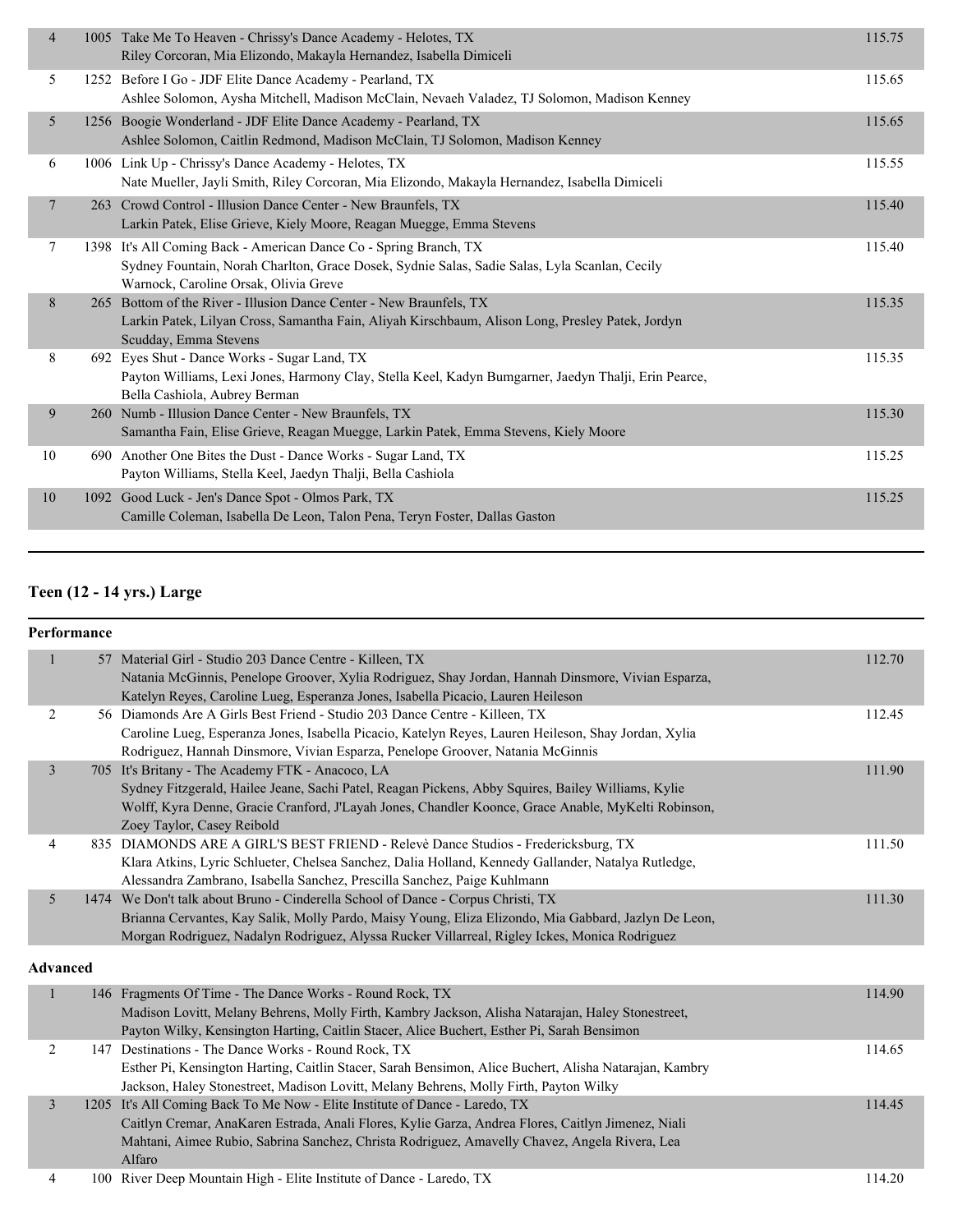| Place | No. | Entry | Score |
|---|---|---|---|
| 4 | 1005 | Take Me To Heaven - Chrissy's Dance Academy - Helotes, TX<br>Riley Corcoran, Mia Elizondo, Makayla Hernandez, Isabella Dimiceli | 115.75 |
| 5 | 1252 | Before I Go - JDF Elite Dance Academy - Pearland, TX<br>Ashlee Solomon, Aysha Mitchell, Madison McClain, Nevaeh Valadez, TJ Solomon, Madison Kenney | 115.65 |
| 5 | 1256 | Boogie Wonderland - JDF Elite Dance Academy - Pearland, TX<br>Ashlee Solomon, Caitlin Redmond, Madison McClain, TJ Solomon, Madison Kenney | 115.65 |
| 6 | 1006 | Link Up - Chrissy's Dance Academy - Helotes, TX<br>Nate Mueller, Jayli Smith, Riley Corcoran, Mia Elizondo, Makayla Hernandez, Isabella Dimiceli | 115.55 |
| 7 | 263 | Crowd Control - Illusion Dance Center - New Braunfels, TX<br>Larkin Patek, Elise Grieve, Kiely Moore, Reagan Muegge, Emma Stevens | 115.40 |
| 7 | 1398 | It's All Coming Back - American Dance Co - Spring Branch, TX<br>Sydney Fountain, Norah Charlton, Grace Dosek, Sydnie Salas, Sadie Salas, Lyla Scanlan, Cecily Warnock, Caroline Orsak, Olivia Greve | 115.40 |
| 8 | 265 | Bottom of the River - Illusion Dance Center - New Braunfels, TX<br>Larkin Patek, Lilyan Cross, Samantha Fain, Aliyah Kirschbaum, Alison Long, Presley Patek, Jordyn Scudday, Emma Stevens | 115.35 |
| 8 | 692 | Eyes Shut - Dance Works - Sugar Land, TX<br>Payton Williams, Lexi Jones, Harmony Clay, Stella Keel, Kadyn Bumgarner, Jaedyn Thalji, Erin Pearce, Bella Cashiola, Aubrey Berman | 115.35 |
| 9 | 260 | Numb - Illusion Dance Center - New Braunfels, TX<br>Samantha Fain, Elise Grieve, Reagan Muegge, Larkin Patek, Emma Stevens, Kiely Moore | 115.30 |
| 10 | 690 | Another One Bites the Dust - Dance Works - Sugar Land, TX<br>Payton Williams, Stella Keel, Jaedyn Thalji, Bella Cashiola | 115.25 |
| 10 | 1092 | Good Luck - Jen's Dance Spot - Olmos Park, TX<br>Camille Coleman, Isabella De Leon, Talon Pena, Teryn Foster, Dallas Gaston | 115.25 |

## Teen (12 - 14 yrs.) Large

### Performance

| Place | No. | Entry | Score |
|---|---|---|---|
| 1 | 57 | Material Girl - Studio 203 Dance Centre - Killeen, TX<br>Natania McGinnis, Penelope Groover, Xylia Rodriguez, Shay Jordan, Hannah Dinsmore, Vivian Esparza, Katelyn Reyes, Caroline Lueg, Esperanza Jones, Isabella Picacio, Lauren Heileson | 112.70 |
| 2 | 56 | Diamonds Are A Girls Best Friend - Studio 203 Dance Centre - Killeen, TX<br>Caroline Lueg, Esperanza Jones, Isabella Picacio, Katelyn Reyes, Lauren Heileson, Shay Jordan, Xylia Rodriguez, Hannah Dinsmore, Vivian Esparza, Penelope Groover, Natania McGinnis | 112.45 |
| 3 | 705 | It's Britany - The Academy FTK - Anacoco, LA<br>Sydney Fitzgerald, Hailee Jeane, Sachi Patel, Reagan Pickens, Abby Squires, Bailey Williams, Kylie Wolff, Kyra Denne, Gracie Cranford, J'Layah Jones, Chandler Koonce, Grace Anable, MyKelti Robinson, Zoey Taylor, Casey Reibold | 111.90 |
| 4 | 835 | DIAMONDS ARE A GIRL'S BEST FRIEND - Relevè Dance Studios - Fredericksburg, TX<br>Klara Atkins, Lyric Schlueter, Chelsea Sanchez, Dalia Holland, Kennedy Gallander, Natalya Rutledge, Alessandra Zambrano, Isabella Sanchez, Prescilla Sanchez, Paige Kuhlmann | 111.50 |
| 5 | 1474 | We Don't talk about Bruno - Cinderella School of Dance - Corpus Christi, TX<br>Brianna Cervantes, Kay Salik, Molly Pardo, Maisy Young, Eliza Elizondo, Mia Gabbard, Jazlyn De Leon, Morgan Rodriguez, Nadalyn Rodriguez, Alyssa Rucker Villarreal, Rigley Ickes, Monica Rodriguez | 111.30 |

### Advanced

| Place | No. | Entry | Score |
|---|---|---|---|
| 1 | 146 | Fragments Of Time - The Dance Works - Round Rock, TX<br>Madison Lovitt, Melany Behrens, Molly Firth, Kambry Jackson, Alisha Natarajan, Haley Stonestreet, Payton Wilky, Kensington Harting, Caitlin Stacer, Alice Buchert, Esther Pi, Sarah Bensimon | 114.90 |
| 2 | 147 | Destinations - The Dance Works - Round Rock, TX<br>Esther Pi, Kensington Harting, Caitlin Stacer, Sarah Bensimon, Alice Buchert, Alisha Natarajan, Kambry Jackson, Haley Stonestreet, Madison Lovitt, Melany Behrens, Molly Firth, Payton Wilky | 114.65 |
| 3 | 1205 | It's All Coming Back To Me Now - Elite Institute of Dance - Laredo, TX<br>Caitlyn Cremar, AnaKaren Estrada, Anali Flores, Kylie Garza, Andrea Flores, Caitlyn Jimenez, Niali Mahtani, Aimee Rubio, Sabrina Sanchez, Christa Rodriguez, Amavelly Chavez, Angela Rivera, Lea Alfaro | 114.45 |
| 4 | 100 | River Deep Mountain High - Elite Institute of Dance - Laredo, TX | 114.20 |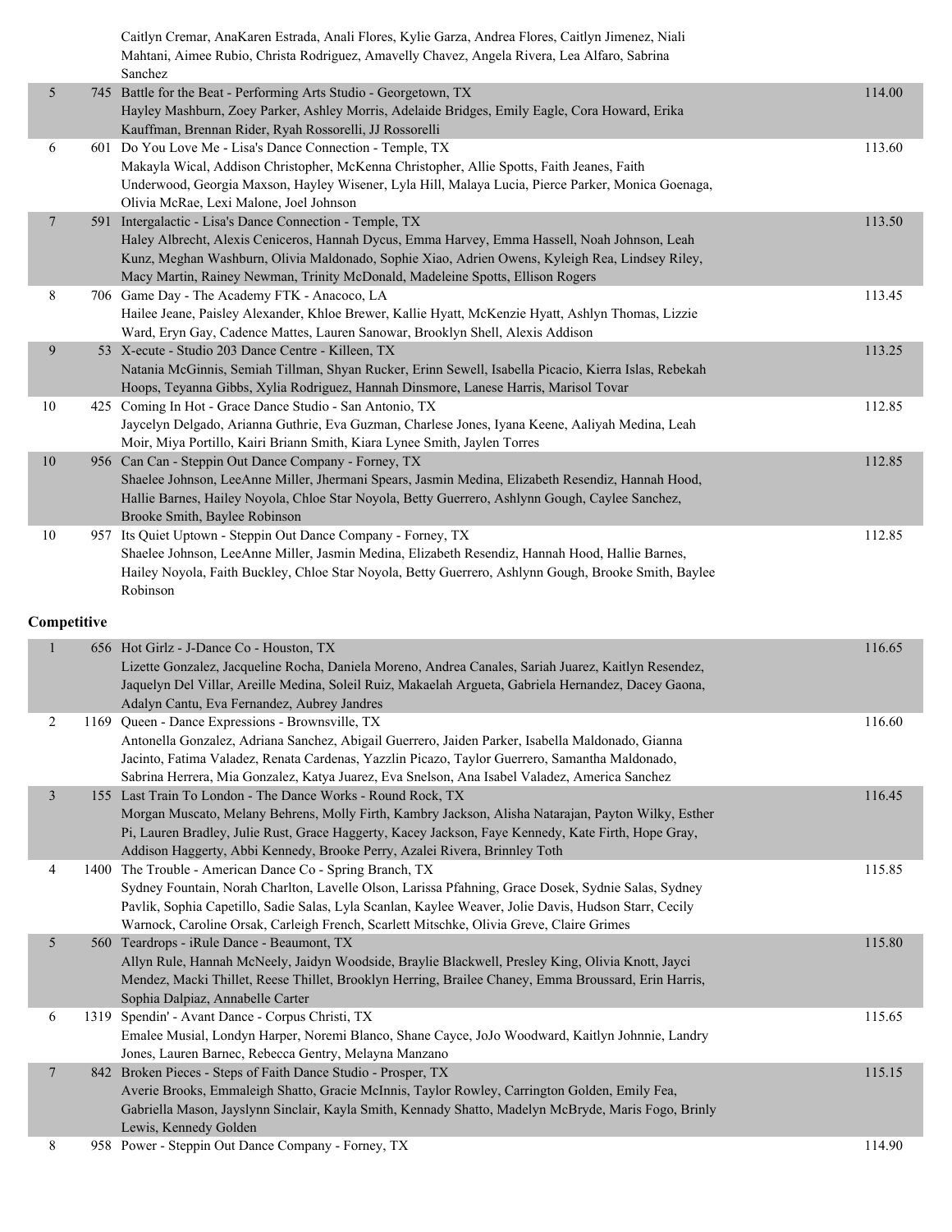| | | | |
|---|---|---|---|
| | | Caitlyn Cremar, AnaKaren Estrada, Anali Flores, Kylie Garza, Andrea Flores, Caitlyn Jimenez, Niali Mahtani, Aimee Rubio, Christa Rodriguez, Amavelly Chavez, Angela Rivera, Lea Alfaro, Sabrina Sanchez | |
| 5 | 745 | Battle for the Beat - Performing Arts Studio - Georgetown, TX<br>Hayley Mashburn, Zoey Parker, Ashley Morris, Adelaide Bridges, Emily Eagle, Cora Howard, Erika Kauffman, Brennan Rider, Ryah Rossorelli, JJ Rossorelli | 114.00 |
| 6 | 601 | Do You Love Me - Lisa's Dance Connection - Temple, TX<br>Makayla Wical, Addison Christopher, McKenna Christopher, Allie Spotts, Faith Jeanes, Faith Underwood, Georgia Maxson, Hayley Wisener, Lyla Hill, Malaya Lucia, Pierce Parker, Monica Goenaga, Olivia McRae, Lexi Malone, Joel Johnson | 113.60 |
| 7 | 591 | Intergalactic - Lisa's Dance Connection - Temple, TX<br>Haley Albrecht, Alexis Ceniceros, Hannah Dycus, Emma Harvey, Emma Hassell, Noah Johnson, Leah Kunz, Meghan Washburn, Olivia Maldonado, Sophie Xiao, Adrien Owens, Kyleigh Rea, Lindsey Riley, Macy Martin, Rainey Newman, Trinity McDonald, Madeleine Spotts, Ellison Rogers | 113.50 |
| 8 | 706 | Game Day - The Academy FTK - Anacoco, LA<br>Hailee Jeane, Paisley Alexander, Khloe Brewer, Kallie Hyatt, McKenzie Hyatt, Ashlyn Thomas, Lizzie Ward, Eryn Gay, Cadence Mattes, Lauren Sanowar, Brooklyn Shell, Alexis Addison | 113.45 |
| 9 | 53 | X-ecute - Studio 203 Dance Centre - Killeen, TX<br>Natania McGinnis, Semiah Tillman, Shyan Rucker, Erinn Sewell, Isabella Picacio, Kierra Islas, Rebekah Hoops, Teyanna Gibbs, Xylia Rodriguez, Hannah Dinsmore, Lanese Harris, Marisol Tovar | 113.25 |
| 10 | 425 | Coming In Hot - Grace Dance Studio - San Antonio, TX<br>Jaycelyn Delgado, Arianna Guthrie, Eva Guzman, Charlese Jones, Iyana Keene, Aaliyah Medina, Leah Moir, Miya Portillo, Kairi Briann Smith, Kiara Lynee Smith, Jaylen Torres | 112.85 |
| 10 | 956 | Can Can - Steppin Out Dance Company - Forney, TX<br>Shaelee Johnson, LeeAnne Miller, Jhermani Spears, Jasmin Medina, Elizabeth Resendiz, Hannah Hood, Hallie Barnes, Hailey Noyola, Chloe Star Noyola, Betty Guerrero, Ashlynn Gough, Caylee Sanchez, Brooke Smith, Baylee Robinson | 112.85 |
| 10 | 957 | Its Quiet Uptown - Steppin Out Dance Company - Forney, TX<br>Shaelee Johnson, LeeAnne Miller, Jasmin Medina, Elizabeth Resendiz, Hannah Hood, Hallie Barnes, Hailey Noyola, Faith Buckley, Chloe Star Noyola, Betty Guerrero, Ashlynn Gough, Brooke Smith, Baylee Robinson | 112.85 |

**Competitive**

| | | | |
|---|---|---|---|
| 1 | 656 | Hot Girlz - J-Dance Co - Houston, TX<br>Lizette Gonzalez, Jacqueline Rocha, Daniela Moreno, Andrea Canales, Sariah Juarez, Kaitlyn Resendez, Jaquelyn Del Villar, Areille Medina, Soleil Ruiz, Makaelah Argueta, Gabriela Hernandez, Dacey Gaona, Adalyn Cantu, Eva Fernandez, Aubrey Jandres | 116.65 |
| 2 | 1169 | Queen - Dance Expressions - Brownsville, TX<br>Antonella Gonzalez, Adriana Sanchez, Abigail Guerrero, Jaiden Parker, Isabella Maldonado, Gianna Jacinto, Fatima Valadez, Renata Cardenas, Yazzlin Picazo, Taylor Guerrero, Samantha Maldonado, Sabrina Herrera, Mia Gonzalez, Katya Juarez, Eva Snelson, Ana Isabel Valadez, America Sanchez | 116.60 |
| 3 | 155 | Last Train To London - The Dance Works - Round Rock, TX<br>Morgan Muscato, Melany Behrens, Molly Firth, Kambry Jackson, Alisha Natarajan, Payton Wilky, Esther Pi, Lauren Bradley, Julie Rust, Grace Haggerty, Kacey Jackson, Faye Kennedy, Kate Firth, Hope Gray, Addison Haggerty, Abbi Kennedy, Brooke Perry, Azalei Rivera, Brinnley Toth | 116.45 |
| 4 | 1400 | The Trouble - American Dance Co - Spring Branch, TX<br>Sydney Fountain, Norah Charlton, Lavelle Olson, Larissa Pfahning, Grace Dosek, Sydnie Salas, Sydney Pavlik, Sophia Capetillo, Sadie Salas, Lyla Scanlan, Kaylee Weaver, Jolie Davis, Hudson Starr, Cecily Warnock, Caroline Orsak, Carleigh French, Scarlett Mitschke, Olivia Greve, Claire Grimes | 115.85 |
| 5 | 560 | Teardrops - iRule Dance - Beaumont, TX<br>Allyn Rule, Hannah McNeely, Jaidyn Woodside, Braylie Blackwell, Presley King, Olivia Knott, Jayci Mendez, Macki Thillet, Reese Thillet, Brooklyn Herring, Brailee Chaney, Emma Broussard, Erin Harris, Sophia Dalpiaz, Annabelle Carter | 115.80 |
| 6 | 1319 | Spendin' - Avant Dance - Corpus Christi, TX<br>Emalee Musial, Londyn Harper, Noremi Blanco, Shane Cayce, JoJo Woodward, Kaitlyn Johnnie, Landry Jones, Lauren Barnec, Rebecca Gentry, Melayna Manzano | 115.65 |
| 7 | 842 | Broken Pieces - Steps of Faith Dance Studio - Prosper, TX<br>Averie Brooks, Emmaleigh Shatto, Gracie McInnis, Taylor Rowley, Carrington Golden, Emily Fea, Gabriella Mason, Jayslynn Sinclair, Kayla Smith, Kennady Shatto, Madelyn McBryde, Maris Fogo, Brinly Lewis, Kennedy Golden | 115.15 |
| 8 | 958 | Power - Steppin Out Dance Company - Forney, TX | 114.90 |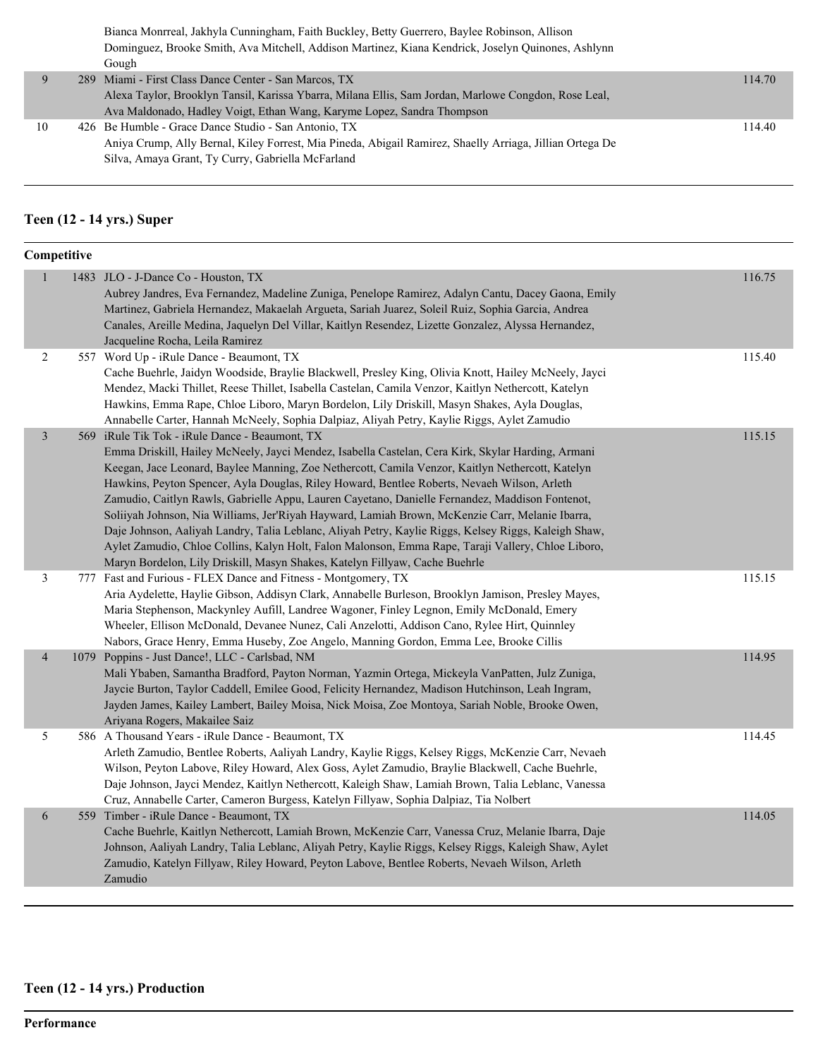| | | | |
|---|---|---|---|
| | | Bianca Monrreal, Jakhyla Cunningham, Faith Buckley, Betty Guerrero, Baylee Robinson, Allison Dominguez, Brooke Smith, Ava Mitchell, Addison Martinez, Kiana Kendrick, Joselyn Quinones, Ashlynn Gough | |
| 9 | 289 | Miami - First Class Dance Center - San Marcos, TX<br>Alexa Taylor, Brooklyn Tansil, Karissa Ybarra, Milana Ellis, Sam Jordan, Marlowe Congdon, Rose Leal, Ava Maldonado, Hadley Voigt, Ethan Wang, Karyme Lopez, Sandra Thompson | 114.70 |
| 10 | 426 | Be Humble - Grace Dance Studio - San Antonio, TX<br>Aniya Crump, Ally Bernal, Kiley Forrest, Mia Pineda, Abigail Ramirez, Shaelly Arriaga, Jillian Ortega De Silva, Amaya Grant, Ty Curry, Gabriella McFarland | 114.40 |

## Teen (12 - 14 yrs.) Super

**Competitive**

| | | | |
|---|---|---|---|
| 1 | 1483 | JLO - J-Dance Co - Houston, TX<br>Aubrey Jandres, Eva Fernandez, Madeline Zuniga, Penelope Ramirez, Adalyn Cantu, Dacey Gaona, Emily Martinez, Gabriela Hernandez, Makaelah Argueta, Sariah Juarez, Soleil Ruiz, Sophia Garcia, Andrea Canales, Areille Medina, Jaquelyn Del Villar, Kaitlyn Resendez, Lizette Gonzalez, Alyssa Hernandez, Jacqueline Rocha, Leila Ramirez | 116.75 |
| 2 | 557 | Word Up - iRule Dance - Beaumont, TX<br>Cache Buehrle, Jaidyn Woodside, Braylie Blackwell, Presley King, Olivia Knott, Hailey McNeely, Jayci Mendez, Macki Thillet, Reese Thillet, Isabella Castelan, Camila Venzor, Kaitlyn Nethercott, Katelyn Hawkins, Emma Rape, Chloe Liboro, Maryn Bordelon, Lily Driskill, Masyn Shakes, Ayla Douglas, Annabelle Carter, Hannah McNeely, Sophia Dalpiaz, Aliyah Petry, Kaylie Riggs, Aylet Zamudio | 115.40 |
| 3 | 569 | iRule Tik Tok - iRule Dance - Beaumont, TX<br>Emma Driskill, Hailey McNeely, Jayci Mendez, Isabella Castelan, Cera Kirk, Skylar Harding, Armani Keegan, Jace Leonard, Baylee Manning, Zoe Nethercott, Camila Venzor, Kaitlyn Nethercott, Katelyn Hawkins, Peyton Spencer, Ayla Douglas, Riley Howard, Bentlee Roberts, Nevaeh Wilson, Arleth Zamudio, Caitlyn Rawls, Gabrielle Appu, Lauren Cayetano, Danielle Fernandez, Maddison Fontenot, Soliiyah Johnson, Nia Williams, Jer'Riyah Hayward, Lamiah Brown, McKenzie Carr, Melanie Ibarra, Daje Johnson, Aaliyah Landry, Talia Leblanc, Aliyah Petry, Kaylie Riggs, Kelsey Riggs, Kaleigh Shaw, Aylet Zamudio, Chloe Collins, Kalyn Holt, Falon Malonson, Emma Rape, Taraji Vallery, Chloe Liboro, Maryn Bordelon, Lily Driskill, Masyn Shakes, Katelyn Fillyaw, Cache Buehrle | 115.15 |
| 3 | 777 | Fast and Furious - FLEX Dance and Fitness - Montgomery, TX<br>Aria Aydelette, Haylie Gibson, Addisyn Clark, Annabelle Burleson, Brooklyn Jamison, Presley Mayes, Maria Stephenson, Mackynley Aufill, Landree Wagoner, Finley Legnon, Emily McDonald, Emery Wheeler, Ellison McDonald, Devanee Nunez, Cali Anzelotti, Addison Cano, Rylee Hirt, Quinnley Nabors, Grace Henry, Emma Huseby, Zoe Angelo, Manning Gordon, Emma Lee, Brooke Cillis | 115.15 |
| 4 | 1079 | Poppins - Just Dance!, LLC - Carlsbad, NM<br>Mali Ybaben, Samantha Bradford, Payton Norman, Yazmin Ortega, Mickeyla VanPatten, Julz Zuniga, Jaycie Burton, Taylor Caddell, Emilee Good, Felicity Hernandez, Madison Hutchinson, Leah Ingram, Jayden James, Kailey Lambert, Bailey Moisa, Nick Moisa, Zoe Montoya, Sariah Noble, Brooke Owen, Ariyana Rogers, Makailee Saiz | 114.95 |
| 5 | 586 | A Thousand Years - iRule Dance - Beaumont, TX<br>Arleth Zamudio, Bentlee Roberts, Aaliyah Landry, Kaylie Riggs, Kelsey Riggs, McKenzie Carr, Nevaeh Wilson, Peyton Labove, Riley Howard, Alex Goss, Aylet Zamudio, Braylie Blackwell, Cache Buehrle, Daje Johnson, Jayci Mendez, Kaitlyn Nethercott, Kaleigh Shaw, Lamiah Brown, Talia Leblanc, Vanessa Cruz, Annabelle Carter, Cameron Burgess, Katelyn Fillyaw, Sophia Dalpiaz, Tia Nolbert | 114.45 |
| 6 | 559 | Timber - iRule Dance - Beaumont, TX<br>Cache Buehrle, Kaitlyn Nethercott, Lamiah Brown, McKenzie Carr, Vanessa Cruz, Melanie Ibarra, Daje Johnson, Aaliyah Landry, Talia Leblanc, Aliyah Petry, Kaylie Riggs, Kelsey Riggs, Kaleigh Shaw, Aylet Zamudio, Katelyn Fillyaw, Riley Howard, Peyton Labove, Bentlee Roberts, Nevaeh Wilson, Arleth Zamudio | 114.05 |

## Teen (12 - 14 yrs.) Production

**Performance**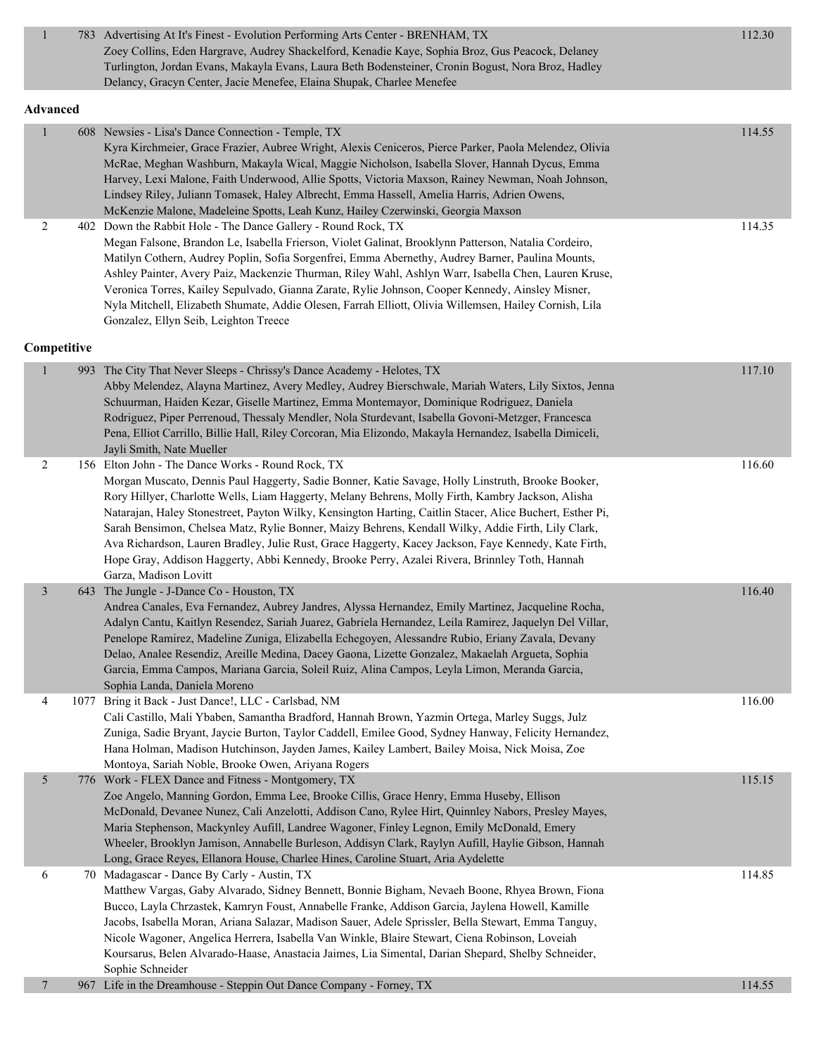| | | | |
|---|---|---|---|
| 1 | 783 | Advertising At It's Finest - Evolution Performing Arts Center - BRENHAM, TX<br>Zoey Collins, Eden Hargrave, Audrey Shackelford, Kenadie Kaye, Sophia Broz, Gus Peacock, Delaney Turlington, Jordan Evans, Makayla Evans, Laura Beth Bodensteiner, Cronin Bogust, Nora Broz, Hadley Delancy, Gracyn Center, Jacie Menefee, Elaina Shupak, Charlee Menefee | 112.30 |

**Advanced**

| | | | |
|---|---|---|---|
| 1 | 608 | Newsies - Lisa's Dance Connection - Temple, TX<br>Kyra Kirchmeier, Grace Frazier, Aubree Wright, Alexis Ceniceros, Pierce Parker, Paola Melendez, Olivia McRae, Meghan Washburn, Makayla Wical, Maggie Nicholson, Isabella Slover, Hannah Dycus, Emma Harvey, Lexi Malone, Faith Underwood, Allie Spotts, Victoria Maxson, Rainey Newman, Noah Johnson, Lindsey Riley, Juliann Tomasek, Haley Albrecht, Emma Hassell, Amelia Harris, Adrien Owens, McKenzie Malone, Madeleine Spotts, Leah Kunz, Hailey Czerwinski, Georgia Maxson | 114.55 |
| 2 | 402 | Down the Rabbit Hole - The Dance Gallery - Round Rock, TX<br>Megan Falsone, Brandon Le, Isabella Frierson, Violet Galinat, Brooklynn Patterson, Natalia Cordeiro, Matilyn Cothern, Audrey Poplin, Sofia Sorgenfrei, Emma Abernethy, Audrey Barner, Paulina Mounts, Ashley Painter, Avery Paiz, Mackenzie Thurman, Riley Wahl, Ashlyn Warr, Isabella Chen, Lauren Kruse, Veronica Torres, Kailey Sepulvado, Gianna Zarate, Rylie Johnson, Cooper Kennedy, Ainsley Misner, Nyla Mitchell, Elizabeth Shumate, Addie Olesen, Farrah Elliott, Olivia Willemsen, Hailey Cornish, Lila Gonzalez, Ellyn Seib, Leighton Treece | 114.35 |

**Competitive**

| | | | |
|---|---|---|---|
| 1 | 993 | The City That Never Sleeps - Chrissy's Dance Academy - Helotes, TX<br>Abby Melendez, Alayna Martinez, Avery Medley, Audrey Bierschwale, Mariah Waters, Lily Sixtos, Jenna Schuurman, Haiden Kezar, Giselle Martinez, Emma Montemayor, Dominique Rodriguez, Daniela Rodriguez, Piper Perrenoud, Thessaly Mendler, Nola Sturdevant, Isabella Govoni-Metzger, Francesca Pena, Elliot Carrillo, Billie Hall, Riley Corcoran, Mia Elizondo, Makayla Hernandez, Isabella Dimiceli, Jayli Smith, Nate Mueller | 117.10 |
| 2 | 156 | Elton John - The Dance Works - Round Rock, TX<br>Morgan Muscato, Dennis Paul Haggerty, Sadie Bonner, Katie Savage, Holly Linstruth, Brooke Booker, Rory Hillyer, Charlotte Wells, Liam Haggerty, Melany Behrens, Molly Firth, Kambry Jackson, Alisha Natarajan, Haley Stonestreet, Payton Wilky, Kensington Harting, Caitlin Stacer, Alice Buchert, Esther Pi, Sarah Bensimon, Chelsea Matz, Rylie Bonner, Maizy Behrens, Kendall Wilky, Addie Firth, Lily Clark, Ava Richardson, Lauren Bradley, Julie Rust, Grace Haggerty, Kacey Jackson, Faye Kennedy, Kate Firth, Hope Gray, Addison Haggerty, Abbi Kennedy, Brooke Perry, Azalei Rivera, Brinnley Toth, Hannah Garza, Madison Lovitt | 116.60 |
| 3 | 643 | The Jungle - J-Dance Co - Houston, TX<br>Andrea Canales, Eva Fernandez, Aubrey Jandres, Alyssa Hernandez, Emily Martinez, Jacqueline Rocha, Adalyn Cantu, Kaitlyn Resendez, Sariah Juarez, Gabriela Hernandez, Leila Ramirez, Jaquelyn Del Villar, Penelope Ramirez, Madeline Zuniga, Elizabella Echegoyen, Alessandre Rubio, Eriany Zavala, Devany Delao, Analee Resendiz, Areille Medina, Dacey Gaona, Lizette Gonzalez, Makaelah Argueta, Sophia Garcia, Emma Campos, Mariana Garcia, Soleil Ruiz, Alina Campos, Leyla Limon, Meranda Garcia, Sophia Landa, Daniela Moreno | 116.40 |
| 4 | 1077 | Bring it Back - Just Dance!, LLC - Carlsbad, NM<br>Cali Castillo, Mali Ybaben, Samantha Bradford, Hannah Brown, Yazmin Ortega, Marley Suggs, Julz Zuniga, Sadie Bryant, Jaycie Burton, Taylor Caddell, Emilee Good, Sydney Hanway, Felicity Hernandez, Hana Holman, Madison Hutchinson, Jayden James, Kailey Lambert, Bailey Moisa, Nick Moisa, Zoe Montoya, Sariah Noble, Brooke Owen, Ariyana Rogers | 116.00 |
| 5 | 776 | Work - FLEX Dance and Fitness - Montgomery, TX<br>Zoe Angelo, Manning Gordon, Emma Lee, Brooke Cillis, Grace Henry, Emma Huseby, Ellison McDonald, Devanee Nunez, Cali Anzelotti, Addison Cano, Rylee Hirt, Quinnley Nabors, Presley Mayes, Maria Stephenson, Mackynley Aufill, Landree Wagoner, Finley Legnon, Emily McDonald, Emery Wheeler, Brooklyn Jamison, Annabelle Burleson, Addisyn Clark, Raylyn Aufill, Haylie Gibson, Hannah Long, Grace Reyes, Ellanora House, Charlee Hines, Caroline Stuart, Aria Aydelette | 115.15 |
| 6 | 70 | Madagascar - Dance By Carly - Austin, TX<br>Matthew Vargas, Gaby Alvarado, Sidney Bennett, Bonnie Bigham, Nevaeh Boone, Rhyea Brown, Fiona Bucco, Layla Chrzastek, Kamryn Foust, Annabelle Franke, Addison Garcia, Jaylena Howell, Kamille Jacobs, Isabella Moran, Ariana Salazar, Madison Sauer, Adele Sprissler, Bella Stewart, Emma Tanguy, Nicole Wagoner, Angelica Herrera, Isabella Van Winkle, Blaire Stewart, Ciena Robinson, Loveiah Koursarus, Belen Alvarado-Haase, Anastacia Jaimes, Lia Simental, Darian Shepard, Shelby Schneider, Sophie Schneider | 114.85 |
| 7 | 967 | Life in the Dreamhouse - Steppin Out Dance Company - Forney, TX | 114.55 |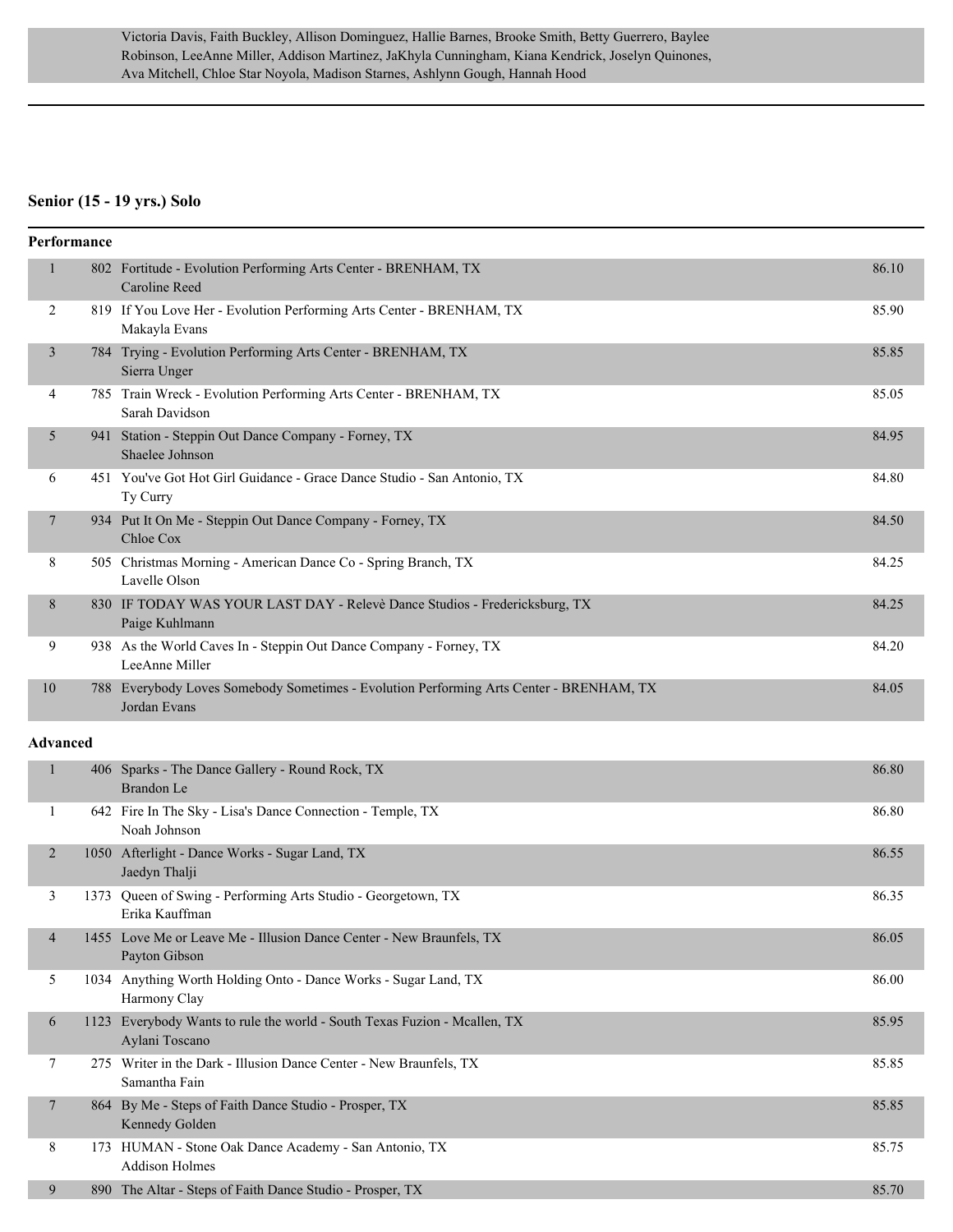Victoria Davis, Faith Buckley, Allison Dominguez, Hallie Barnes, Brooke Smith, Betty Guerrero, Baylee Robinson, LeeAnne Miller, Addison Martinez, JaKhyla Cunningham, Kiana Kendrick, Joselyn Quinones, Ava Mitchell, Chloe Star Noyola, Madison Starnes, Ashlynn Gough, Hannah Hood

---

### Senior (15 - 19 yrs.) Solo

**Performance**

| Place | No. | Entry | Score |
|---|---|---|---|
| 1 | 802 | Fortitude - Evolution Performing Arts Center - BRENHAM, TX<br>Caroline Reed | 86.10 |
| 2 | 819 | If You Love Her - Evolution Performing Arts Center - BRENHAM, TX<br>Makayla Evans | 85.90 |
| 3 | 784 | Trying - Evolution Performing Arts Center - BRENHAM, TX<br>Sierra Unger | 85.85 |
| 4 | 785 | Train Wreck - Evolution Performing Arts Center - BRENHAM, TX<br>Sarah Davidson | 85.05 |
| 5 | 941 | Station - Steppin Out Dance Company - Forney, TX<br>Shaelee Johnson | 84.95 |
| 6 | 451 | You've Got Hot Girl Guidance - Grace Dance Studio - San Antonio, TX<br>Ty Curry | 84.80 |
| 7 | 934 | Put It On Me - Steppin Out Dance Company - Forney, TX<br>Chloe Cox | 84.50 |
| 8 | 505 | Christmas Morning - American Dance Co - Spring Branch, TX<br>Lavelle Olson | 84.25 |
| 8 | 830 | IF TODAY WAS YOUR LAST DAY - Relevè Dance Studios - Fredericksburg, TX<br>Paige Kuhlmann | 84.25 |
| 9 | 938 | As the World Caves In - Steppin Out Dance Company - Forney, TX<br>LeeAnne Miller | 84.20 |
| 10 | 788 | Everybody Loves Somebody Sometimes - Evolution Performing Arts Center - BRENHAM, TX<br>Jordan Evans | 84.05 |

**Advanced**

| Place | No. | Entry | Score |
|---|---|---|---|
| 1 | 406 | Sparks - The Dance Gallery - Round Rock, TX<br>Brandon Le | 86.80 |
| 1 | 642 | Fire In The Sky - Lisa's Dance Connection - Temple, TX<br>Noah Johnson | 86.80 |
| 2 | 1050 | Afterlight - Dance Works - Sugar Land, TX<br>Jaedyn Thalji | 86.55 |
| 3 | 1373 | Queen of Swing - Performing Arts Studio - Georgetown, TX<br>Erika Kauffman | 86.35 |
| 4 | 1455 | Love Me or Leave Me - Illusion Dance Center - New Braunfels, TX<br>Payton Gibson | 86.05 |
| 5 | 1034 | Anything Worth Holding Onto - Dance Works - Sugar Land, TX<br>Harmony Clay | 86.00 |
| 6 | 1123 | Everybody Wants to rule the world - South Texas Fuzion - Mcallen, TX<br>Aylani Toscano | 85.95 |
| 7 | 275 | Writer in the Dark - Illusion Dance Center - New Braunfels, TX<br>Samantha Fain | 85.85 |
| 7 | 864 | By Me - Steps of Faith Dance Studio - Prosper, TX<br>Kennedy Golden | 85.85 |
| 8 | 173 | HUMAN - Stone Oak Dance Academy - San Antonio, TX<br>Addison Holmes | 85.75 |
| 9 | 890 | The Altar - Steps of Faith Dance Studio - Prosper, TX | 85.70 |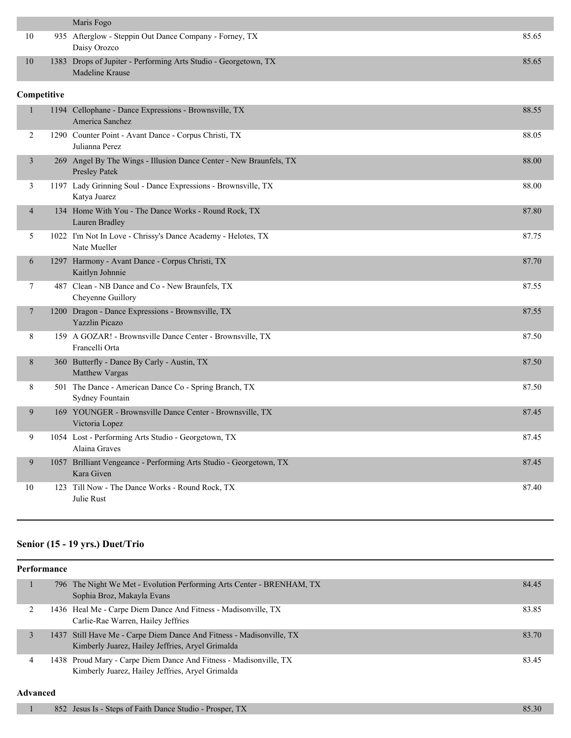| | | | |
|---|---|---|---|
| | | Maris Fogo | |
| 10 | 935 | Afterglow - Steppin Out Dance Company - Forney, TX<br>Daisy Orozco | 85.65 |
| 10 | 1383 | Drops of Jupiter - Performing Arts Studio - Georgetown, TX<br>Madeline Krause | 85.65 |

**Competitive**

| | | | |
|---|---|---|---|
| 1 | 1194 | Cellophane - Dance Expressions - Brownsville, TX<br>America Sanchez | 88.55 |
| 2 | 1290 | Counter Point - Avant Dance - Corpus Christi, TX<br>Julianna Perez | 88.05 |
| 3 | 269 | Angel By The Wings - Illusion Dance Center - New Braunfels, TX<br>Presley Patek | 88.00 |
| 3 | 1197 | Lady Grinning Soul - Dance Expressions - Brownsville, TX<br>Katya Juarez | 88.00 |
| 4 | 134 | Home With You - The Dance Works - Round Rock, TX<br>Lauren Bradley | 87.80 |
| 5 | 1022 | I'm Not In Love - Chrissy's Dance Academy - Helotes, TX<br>Nate Mueller | 87.75 |
| 6 | 1297 | Harmony - Avant Dance - Corpus Christi, TX<br>Kaitlyn Johnnie | 87.70 |
| 7 | 487 | Clean - NB Dance and Co - New Braunfels, TX<br>Cheyenne Guillory | 87.55 |
| 7 | 1200 | Dragon - Dance Expressions - Brownsville, TX<br>Yazzlin Picazo | 87.55 |
| 8 | 159 | A GOZAR! - Brownsville Dance Center - Brownsville, TX<br>Francelli Orta | 87.50 |
| 8 | 360 | Butterfly - Dance By Carly - Austin, TX<br>Matthew Vargas | 87.50 |
| 8 | 501 | The Dance - American Dance Co - Spring Branch, TX<br>Sydney Fountain | 87.50 |
| 9 | 169 | YOUNGER - Brownsville Dance Center - Brownsville, TX<br>Victoria Lopez | 87.45 |
| 9 | 1054 | Lost - Performing Arts Studio - Georgetown, TX<br>Alaina Graves | 87.45 |
| 9 | 1057 | Brilliant Vengeance - Performing Arts Studio - Georgetown, TX<br>Kara Given | 87.45 |
| 10 | 123 | Till Now - The Dance Works - Round Rock, TX<br>Julie Rust | 87.40 |

## Senior (15 - 19 yrs.) Duet/Trio

**Performance**

| | | | |
|---|---|---|---|
| 1 | 796 | The Night We Met - Evolution Performing Arts Center - BRENHAM, TX<br>Sophia Broz, Makayla Evans | 84.45 |
| 2 | 1436 | Heal Me - Carpe Diem Dance And Fitness - Madisonville, TX<br>Carlie-Rae Warren, Hailey Jeffries | 83.85 |
| 3 | 1437 | Still Have Me - Carpe Diem Dance And Fitness - Madisonville, TX<br>Kimberly Juarez, Hailey Jeffries, Aryel Grimalda | 83.70 |
| 4 | 1438 | Proud Mary - Carpe Diem Dance And Fitness - Madisonville, TX<br>Kimberly Juarez, Hailey Jeffries, Aryel Grimalda | 83.45 |

**Advanced**

| | | | |
|---|---|---|---|
| 1 | 852 | Jesus Is - Steps of Faith Dance Studio - Prosper, TX | 85.30 |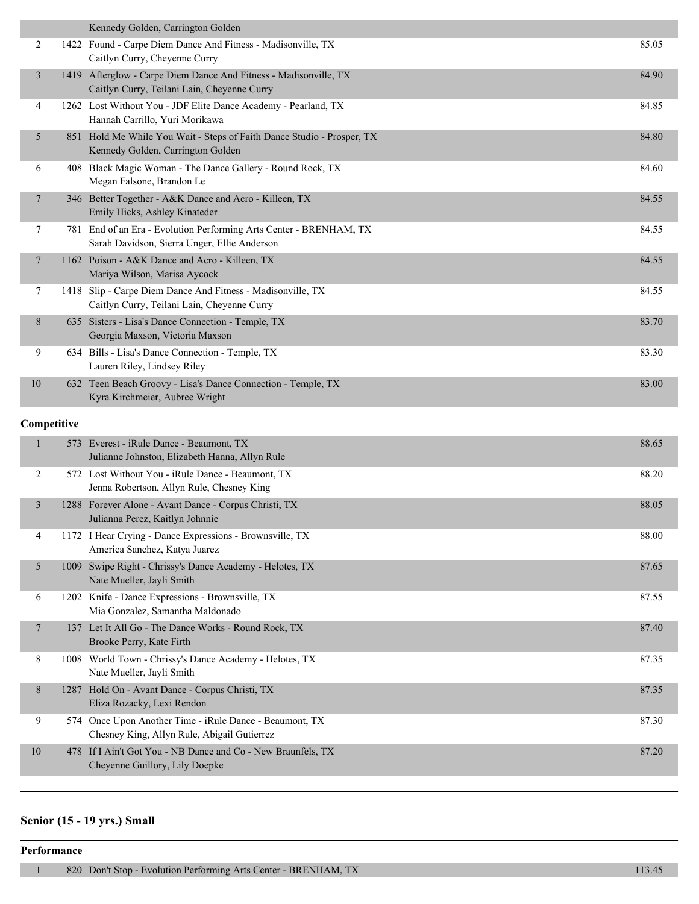| | | | |
|---|---|---|---|
| | | Kennedy Golden, Carrington Golden | |
| 2 | 1422 | Found - Carpe Diem Dance And Fitness - Madisonville, TX<br>Caitlyn Curry, Cheyenne Curry | 85.05 |
| 3 | 1419 | Afterglow - Carpe Diem Dance And Fitness - Madisonville, TX<br>Caitlyn Curry, Teilani Lain, Cheyenne Curry | 84.90 |
| 4 | 1262 | Lost Without You - JDF Elite Dance Academy - Pearland, TX<br>Hannah Carrillo, Yuri Morikawa | 84.85 |
| 5 | 851 | Hold Me While You Wait - Steps of Faith Dance Studio - Prosper, TX<br>Kennedy Golden, Carrington Golden | 84.80 |
| 6 | 408 | Black Magic Woman - The Dance Gallery - Round Rock, TX<br>Megan Falsone, Brandon Le | 84.60 |
| 7 | 346 | Better Together - A&K Dance and Acro - Killeen, TX<br>Emily Hicks, Ashley Kinateder | 84.55 |
| 7 | 781 | End of an Era - Evolution Performing Arts Center - BRENHAM, TX<br>Sarah Davidson, Sierra Unger, Ellie Anderson | 84.55 |
| 7 | 1162 | Poison - A&K Dance and Acro - Killeen, TX<br>Mariya Wilson, Marisa Aycock | 84.55 |
| 7 | 1418 | Slip - Carpe Diem Dance And Fitness - Madisonville, TX<br>Caitlyn Curry, Teilani Lain, Cheyenne Curry | 84.55 |
| 8 | 635 | Sisters - Lisa's Dance Connection - Temple, TX<br>Georgia Maxson, Victoria Maxson | 83.70 |
| 9 | 634 | Bills - Lisa's Dance Connection - Temple, TX<br>Lauren Riley, Lindsey Riley | 83.30 |
| 10 | 632 | Teen Beach Groovy - Lisa's Dance Connection - Temple, TX<br>Kyra Kirchmeier, Aubree Wright | 83.00 |

**Competitive**

| | | | |
|---|---|---|---|
| 1 | 573 | Everest - iRule Dance - Beaumont, TX<br>Julianne Johnston, Elizabeth Hanna, Allyn Rule | 88.65 |
| 2 | 572 | Lost Without You - iRule Dance - Beaumont, TX<br>Jenna Robertson, Allyn Rule, Chesney King | 88.20 |
| 3 | 1288 | Forever Alone - Avant Dance - Corpus Christi, TX<br>Julianna Perez, Kaitlyn Johnnie | 88.05 |
| 4 | 1172 | I Hear Crying - Dance Expressions - Brownsville, TX<br>America Sanchez, Katya Juarez | 88.00 |
| 5 | 1009 | Swipe Right - Chrissy's Dance Academy - Helotes, TX<br>Nate Mueller, Jayli Smith | 87.65 |
| 6 | 1202 | Knife - Dance Expressions - Brownsville, TX<br>Mia Gonzalez, Samantha Maldonado | 87.55 |
| 7 | 137 | Let It All Go - The Dance Works - Round Rock, TX<br>Brooke Perry, Kate Firth | 87.40 |
| 8 | 1008 | World Town - Chrissy's Dance Academy - Helotes, TX<br>Nate Mueller, Jayli Smith | 87.35 |
| 8 | 1287 | Hold On - Avant Dance - Corpus Christi, TX<br>Eliza Rozacky, Lexi Rendon | 87.35 |
| 9 | 574 | Once Upon Another Time - iRule Dance - Beaumont, TX<br>Chesney King, Allyn Rule, Abigail Gutierrez | 87.30 |
| 10 | 478 | If I Ain't Got You - NB Dance and Co - New Braunfels, TX<br>Cheyenne Guillory, Lily Doepke | 87.20 |

## Senior (15 - 19 yrs.) Small

**Performance**

| | | | |
|---|---|---|---|
| 1 | 820 | Don't Stop - Evolution Performing Arts Center - BRENHAM, TX | 113.45 |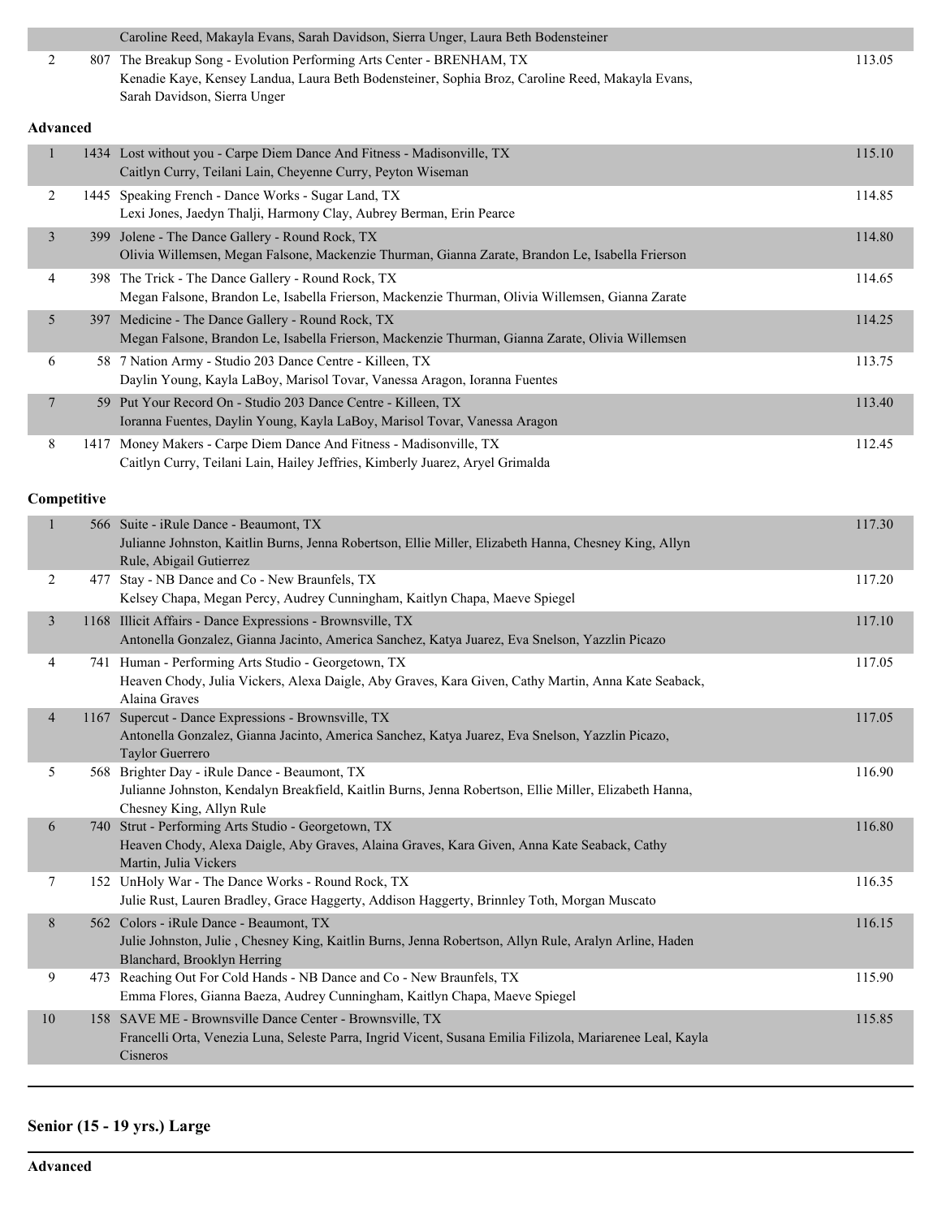| | | | |
|---|---|---|---|
| | | Caroline Reed, Makayla Evans, Sarah Davidson, Sierra Unger, Laura Beth Bodensteiner | |
| 2 | 807 | The Breakup Song - Evolution Performing Arts Center - BRENHAM, TX<br>Kenadie Kaye, Kensey Landua, Laura Beth Bodensteiner, Sophia Broz, Caroline Reed, Makayla Evans, Sarah Davidson, Sierra Unger | 113.05 |

**Advanced**

| | | | |
|---|---|---|---|
| 1 | 1434 | Lost without you - Carpe Diem Dance And Fitness - Madisonville, TX<br>Caitlyn Curry, Teilani Lain, Cheyenne Curry, Peyton Wiseman | 115.10 |
| 2 | 1445 | Speaking French - Dance Works - Sugar Land, TX<br>Lexi Jones, Jaedyn Thalji, Harmony Clay, Aubrey Berman, Erin Pearce | 114.85 |
| 3 | 399 | Jolene - The Dance Gallery - Round Rock, TX<br>Olivia Willemsen, Megan Falsone, Mackenzie Thurman, Gianna Zarate, Brandon Le, Isabella Frierson | 114.80 |
| 4 | 398 | The Trick - The Dance Gallery - Round Rock, TX<br>Megan Falsone, Brandon Le, Isabella Frierson, Mackenzie Thurman, Olivia Willemsen, Gianna Zarate | 114.65 |
| 5 | 397 | Medicine - The Dance Gallery - Round Rock, TX<br>Megan Falsone, Brandon Le, Isabella Frierson, Mackenzie Thurman, Gianna Zarate, Olivia Willemsen | 114.25 |
| 6 | 58 | 7 Nation Army - Studio 203 Dance Centre - Killeen, TX<br>Daylin Young, Kayla LaBoy, Marisol Tovar, Vanessa Aragon, Ioranna Fuentes | 113.75 |
| 7 | 59 | Put Your Record On - Studio 203 Dance Centre - Killeen, TX<br>Ioranna Fuentes, Daylin Young, Kayla LaBoy, Marisol Tovar, Vanessa Aragon | 113.40 |
| 8 | 1417 | Money Makers - Carpe Diem Dance And Fitness - Madisonville, TX<br>Caitlyn Curry, Teilani Lain, Hailey Jeffries, Kimberly Juarez, Aryel Grimalda | 112.45 |

**Competitive**

| | | | |
|---|---|---|---|
| 1 | 566 | Suite - iRule Dance - Beaumont, TX<br>Julianne Johnston, Kaitlin Burns, Jenna Robertson, Ellie Miller, Elizabeth Hanna, Chesney King, Allyn Rule, Abigail Gutierrez | 117.30 |
| 2 | 477 | Stay - NB Dance and Co - New Braunfels, TX<br>Kelsey Chapa, Megan Percy, Audrey Cunningham, Kaitlyn Chapa, Maeve Spiegel | 117.20 |
| 3 | 1168 | Illicit Affairs - Dance Expressions - Brownsville, TX<br>Antonella Gonzalez, Gianna Jacinto, America Sanchez, Katya Juarez, Eva Snelson, Yazzlin Picazo | 117.10 |
| 4 | 741 | Human - Performing Arts Studio - Georgetown, TX<br>Heaven Chody, Julia Vickers, Alexa Daigle, Aby Graves, Kara Given, Cathy Martin, Anna Kate Seaback, Alaina Graves | 117.05 |
| 4 | 1167 | Supercut - Dance Expressions - Brownsville, TX<br>Antonella Gonzalez, Gianna Jacinto, America Sanchez, Katya Juarez, Eva Snelson, Yazzlin Picazo, Taylor Guerrero | 117.05 |
| 5 | 568 | Brighter Day - iRule Dance - Beaumont, TX<br>Julianne Johnston, Kendalyn Breakfield, Kaitlin Burns, Jenna Robertson, Ellie Miller, Elizabeth Hanna, Chesney King, Allyn Rule | 116.90 |
| 6 | 740 | Strut - Performing Arts Studio - Georgetown, TX<br>Heaven Chody, Alexa Daigle, Aby Graves, Alaina Graves, Kara Given, Anna Kate Seaback, Cathy Martin, Julia Vickers | 116.80 |
| 7 | 152 | UnHoly War - The Dance Works - Round Rock, TX<br>Julie Rust, Lauren Bradley, Grace Haggerty, Addison Haggerty, Brinnley Toth, Morgan Muscato | 116.35 |
| 8 | 562 | Colors - iRule Dance - Beaumont, TX<br>Julie Johnston, Julie , Chesney King, Kaitlin Burns, Jenna Robertson, Allyn Rule, Aralyn Arline, Haden Blanchard, Brooklyn Herring | 116.15 |
| 9 | 473 | Reaching Out For Cold Hands - NB Dance and Co - New Braunfels, TX<br>Emma Flores, Gianna Baeza, Audrey Cunningham, Kaitlyn Chapa, Maeve Spiegel | 115.90 |
| 10 | 158 | SAVE ME - Brownsville Dance Center - Brownsville, TX<br>Francelli Orta, Venezia Luna, Seleste Parra, Ingrid Vicent, Susana Emilia Filizola, Mariarenee Leal, Kayla Cisneros | 115.85 |

## Senior (15 - 19 yrs.) Large

**Advanced**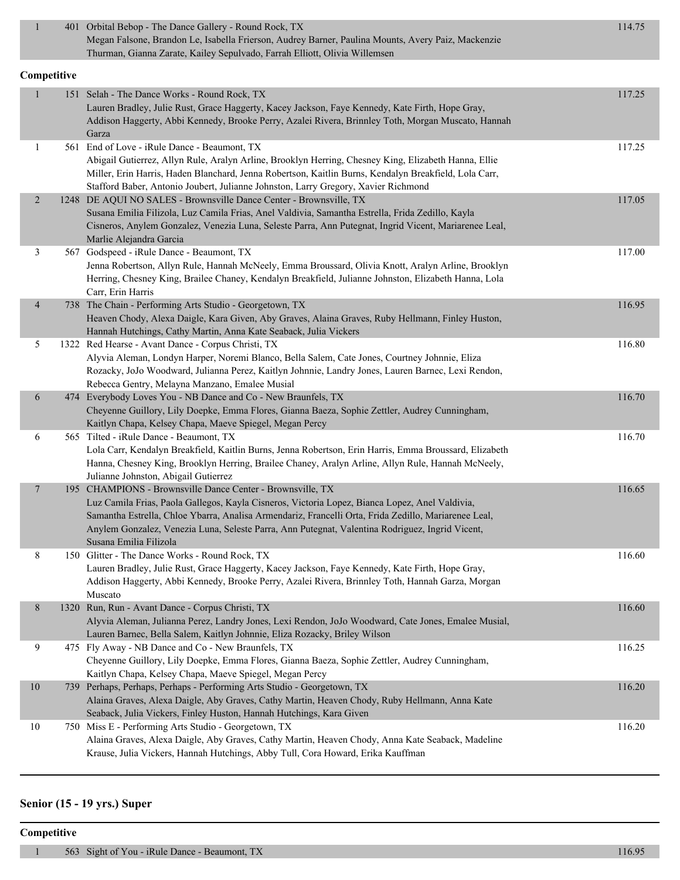| | | | |
|---|---|---|---|
| 1 | 401 | Orbital Bebop - The Dance Gallery - Round Rock, TX<br>Megan Falsone, Brandon Le, Isabella Frierson, Audrey Barner, Paulina Mounts, Avery Paiz, Mackenzie Thurman, Gianna Zarate, Kailey Sepulvado, Farrah Elliott, Olivia Willemsen | 114.75 |

**Competitive**

| | | | |
|---|---|---|---|
| 1 | 151 | Selah - The Dance Works - Round Rock, TX<br>Lauren Bradley, Julie Rust, Grace Haggerty, Kacey Jackson, Faye Kennedy, Kate Firth, Hope Gray, Addison Haggerty, Abbi Kennedy, Brooke Perry, Azalei Rivera, Brinnley Toth, Morgan Muscato, Hannah Garza | 117.25 |
| 1 | 561 | End of Love - iRule Dance - Beaumont, TX<br>Abigail Gutierrez, Allyn Rule, Aralyn Arline, Brooklyn Herring, Chesney King, Elizabeth Hanna, Ellie Miller, Erin Harris, Haden Blanchard, Jenna Robertson, Kaitlin Burns, Kendalyn Breakfield, Lola Carr, Stafford Baber, Antonio Joubert, Julianne Johnston, Larry Gregory, Xavier Richmond | 117.25 |
| 2 | 1248 | DE AQUI NO SALES - Brownsville Dance Center - Brownsville, TX<br>Susana Emilia Filizola, Luz Camila Frias, Anel Valdivia, Samantha Estrella, Frida Zedillo, Kayla Cisneros, Anylem Gonzalez, Venezia Luna, Seleste Parra, Ann Putegnat, Ingrid Vicent, Mariarenee Leal, Marlie Alejandra Garcia | 117.05 |
| 3 | 567 | Godspeed - iRule Dance - Beaumont, TX<br>Jenna Robertson, Allyn Rule, Hannah McNeely, Emma Broussard, Olivia Knott, Aralyn Arline, Brooklyn Herring, Chesney King, Brailee Chaney, Kendalyn Breakfield, Julianne Johnston, Elizabeth Hanna, Lola Carr, Erin Harris | 117.00 |
| 4 | 738 | The Chain - Performing Arts Studio - Georgetown, TX<br>Heaven Chody, Alexa Daigle, Kara Given, Aby Graves, Alaina Graves, Ruby Hellmann, Finley Huston, Hannah Hutchings, Cathy Martin, Anna Kate Seaback, Julia Vickers | 116.95 |
| 5 | 1322 | Red Hearse - Avant Dance - Corpus Christi, TX<br>Alyvia Aleman, Londyn Harper, Noremi Blanco, Bella Salem, Cate Jones, Courtney Johnnie, Eliza Rozacky, JoJo Woodward, Julianna Perez, Kaitlyn Johnnie, Landry Jones, Lauren Barnec, Lexi Rendon, Rebecca Gentry, Melayna Manzano, Emalee Musial | 116.80 |
| 6 | 474 | Everybody Loves You - NB Dance and Co - New Braunfels, TX<br>Cheyenne Guillory, Lily Doepke, Emma Flores, Gianna Baeza, Sophie Zettler, Audrey Cunningham, Kaitlyn Chapa, Kelsey Chapa, Maeve Spiegel, Megan Percy | 116.70 |
| 6 | 565 | Tilted - iRule Dance - Beaumont, TX<br>Lola Carr, Kendalyn Breakfield, Kaitlin Burns, Jenna Robertson, Erin Harris, Emma Broussard, Elizabeth Hanna, Chesney King, Brooklyn Herring, Brailee Chaney, Aralyn Arline, Allyn Rule, Hannah McNeely, Julianne Johnston, Abigail Gutierrez | 116.70 |
| 7 | 195 | CHAMPIONS - Brownsville Dance Center - Brownsville, TX<br>Luz Camila Frias, Paola Gallegos, Kayla Cisneros, Victoria Lopez, Bianca Lopez, Anel Valdivia, Samantha Estrella, Chloe Ybarra, Analisa Armendariz, Francelli Orta, Frida Zedillo, Mariarenee Leal, Anylem Gonzalez, Venezia Luna, Seleste Parra, Ann Putegnat, Valentina Rodriguez, Ingrid Vicent, Susana Emilia Filizola | 116.65 |
| 8 | 150 | Glitter - The Dance Works - Round Rock, TX<br>Lauren Bradley, Julie Rust, Grace Haggerty, Kacey Jackson, Faye Kennedy, Kate Firth, Hope Gray, Addison Haggerty, Abbi Kennedy, Brooke Perry, Azalei Rivera, Brinnley Toth, Hannah Garza, Morgan Muscato | 116.60 |
| 8 | 1320 | Run, Run - Avant Dance - Corpus Christi, TX<br>Alyvia Aleman, Julianna Perez, Landry Jones, Lexi Rendon, JoJo Woodward, Cate Jones, Emalee Musial, Lauren Barnec, Bella Salem, Kaitlyn Johnnie, Eliza Rozacky, Briley Wilson | 116.60 |
| 9 | 475 | Fly Away - NB Dance and Co - New Braunfels, TX<br>Cheyenne Guillory, Lily Doepke, Emma Flores, Gianna Baeza, Sophie Zettler, Audrey Cunningham, Kaitlyn Chapa, Kelsey Chapa, Maeve Spiegel, Megan Percy | 116.25 |
| 10 | 739 | Perhaps, Perhaps, Perhaps - Performing Arts Studio - Georgetown, TX<br>Alaina Graves, Alexa Daigle, Aby Graves, Cathy Martin, Heaven Chody, Ruby Hellmann, Anna Kate Seaback, Julia Vickers, Finley Huston, Hannah Hutchings, Kara Given | 116.20 |
| 10 | 750 | Miss E - Performing Arts Studio - Georgetown, TX<br>Alaina Graves, Alexa Daigle, Aby Graves, Cathy Martin, Heaven Chody, Anna Kate Seaback, Madeline Krause, Julia Vickers, Hannah Hutchings, Abby Tull, Cora Howard, Erika Kauffman | 116.20 |

## Senior (15 - 19 yrs.) Super

**Competitive**

| | | | |
|---|---|---|---|
| 1 | 563 | Sight of You - iRule Dance - Beaumont, TX | 116.95 |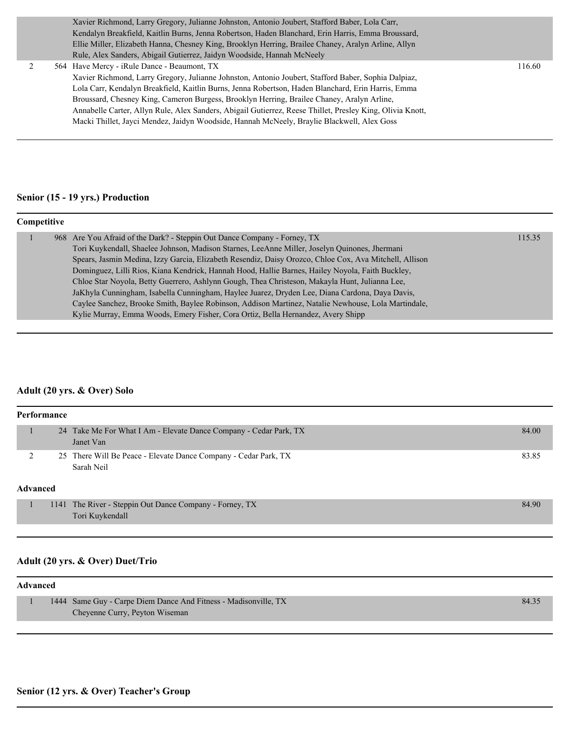| | | | |
|---|---|---|---|
| | | Xavier Richmond, Larry Gregory, Julianne Johnston, Antonio Joubert, Stafford Baber, Lola Carr, Kendalyn Breakfield, Kaitlin Burns, Jenna Robertson, Haden Blanchard, Erin Harris, Emma Broussard, Ellie Miller, Elizabeth Hanna, Chesney King, Brooklyn Herring, Brailee Chaney, Aralyn Arline, Allyn Rule, Alex Sanders, Abigail Gutierrez, Jaidyn Woodside, Hannah McNeely | |
| 2 | 564 | Have Mercy - iRule Dance - Beaumont, TX<br>Xavier Richmond, Larry Gregory, Julianne Johnston, Antonio Joubert, Stafford Baber, Sophia Dalpiaz, Lola Carr, Kendalyn Breakfield, Kaitlin Burns, Jenna Robertson, Haden Blanchard, Erin Harris, Emma Broussard, Chesney King, Cameron Burgess, Brooklyn Herring, Brailee Chaney, Aralyn Arline, Annabelle Carter, Allyn Rule, Alex Sanders, Abigail Gutierrez, Reese Thillet, Presley King, Olivia Knott, Macki Thillet, Jayci Mendez, Jaidyn Woodside, Hannah McNeely, Braylie Blackwell, Alex Goss | 116.60 |

## Senior (15 - 19 yrs.) Production

**Competitive**

| | | | |
|---|---|---|---|
| 1 | 968 | Are You Afraid of the Dark? - Steppin Out Dance Company - Forney, TX<br>Tori Kuykendall, Shaelee Johnson, Madison Starnes, LeeAnne Miller, Joselyn Quinones, Jhermani Spears, Jasmin Medina, Izzy Garcia, Elizabeth Resendiz, Daisy Orozco, Chloe Cox, Ava Mitchell, Allison Dominguez, Lilli Rios, Kiana Kendrick, Hannah Hood, Hallie Barnes, Hailey Noyola, Faith Buckley, Chloe Star Noyola, Betty Guerrero, Ashlynn Gough, Thea Christeson, Makayla Hunt, Julianna Lee, JaKhyla Cunningham, Isabella Cunningham, Haylee Juarez, Dryden Lee, Diana Cardona, Daya Davis, Caylee Sanchez, Brooke Smith, Baylee Robinson, Addison Martinez, Natalie Newhouse, Lola Martindale, Kylie Murray, Emma Woods, Emery Fisher, Cora Ortiz, Bella Hernandez, Avery Shipp | 115.35 |

## Adult (20 yrs. & Over) Solo

**Performance**

| | | | |
|---|---|---|---|
| 1 | 24 | Take Me For What I Am - Elevate Dance Company - Cedar Park, TX<br>Janet Van | 84.00 |
| 2 | 25 | There Will Be Peace - Elevate Dance Company - Cedar Park, TX<br>Sarah Neil | 83.85 |

**Advanced**

| | | | |
|---|---|---|---|
| 1 | 1141 | The River - Steppin Out Dance Company - Forney, TX<br>Tori Kuykendall | 84.90 |

## Adult (20 yrs. & Over) Duet/Trio

**Advanced**

| | | | |
|---|---|---|---|
| 1 | 1444 | Same Guy - Carpe Diem Dance And Fitness - Madisonville, TX<br>Cheyenne Curry, Peyton Wiseman | 84.35 |

## Senior (12 yrs. & Over) Teacher's Group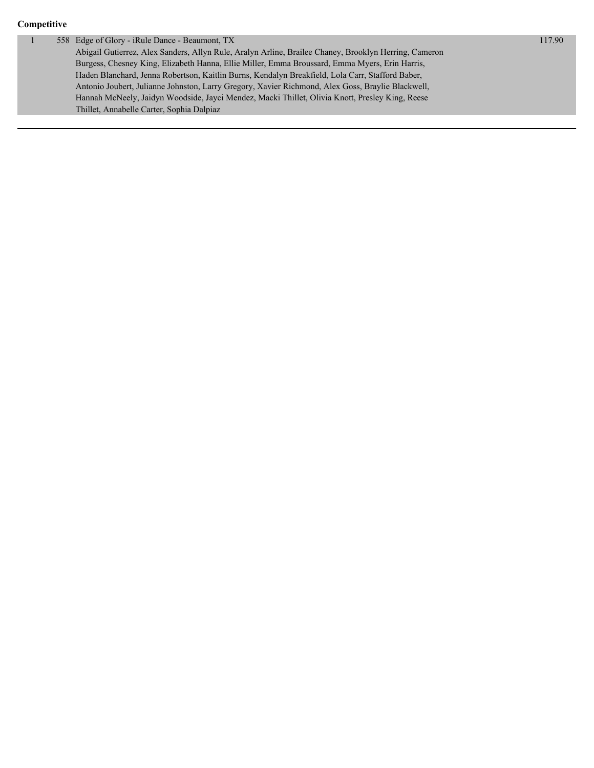**Competitive**

| | | | |
|---|---|---|---|
| 1 | 558 | Edge of Glory - iRule Dance - Beaumont, TX<br>Abigail Gutierrez, Alex Sanders, Allyn Rule, Aralyn Arline, Brailee Chaney, Brooklyn Herring, Cameron Burgess, Chesney King, Elizabeth Hanna, Ellie Miller, Emma Broussard, Emma Myers, Erin Harris, Haden Blanchard, Jenna Robertson, Kaitlin Burns, Kendalyn Breakfield, Lola Carr, Stafford Baber, Antonio Joubert, Julianne Johnston, Larry Gregory, Xavier Richmond, Alex Goss, Braylie Blackwell, Hannah McNeely, Jaidyn Woodside, Jayci Mendez, Macki Thillet, Olivia Knott, Presley King, Reese Thillet, Annabelle Carter, Sophia Dalpiaz | 117.90 |